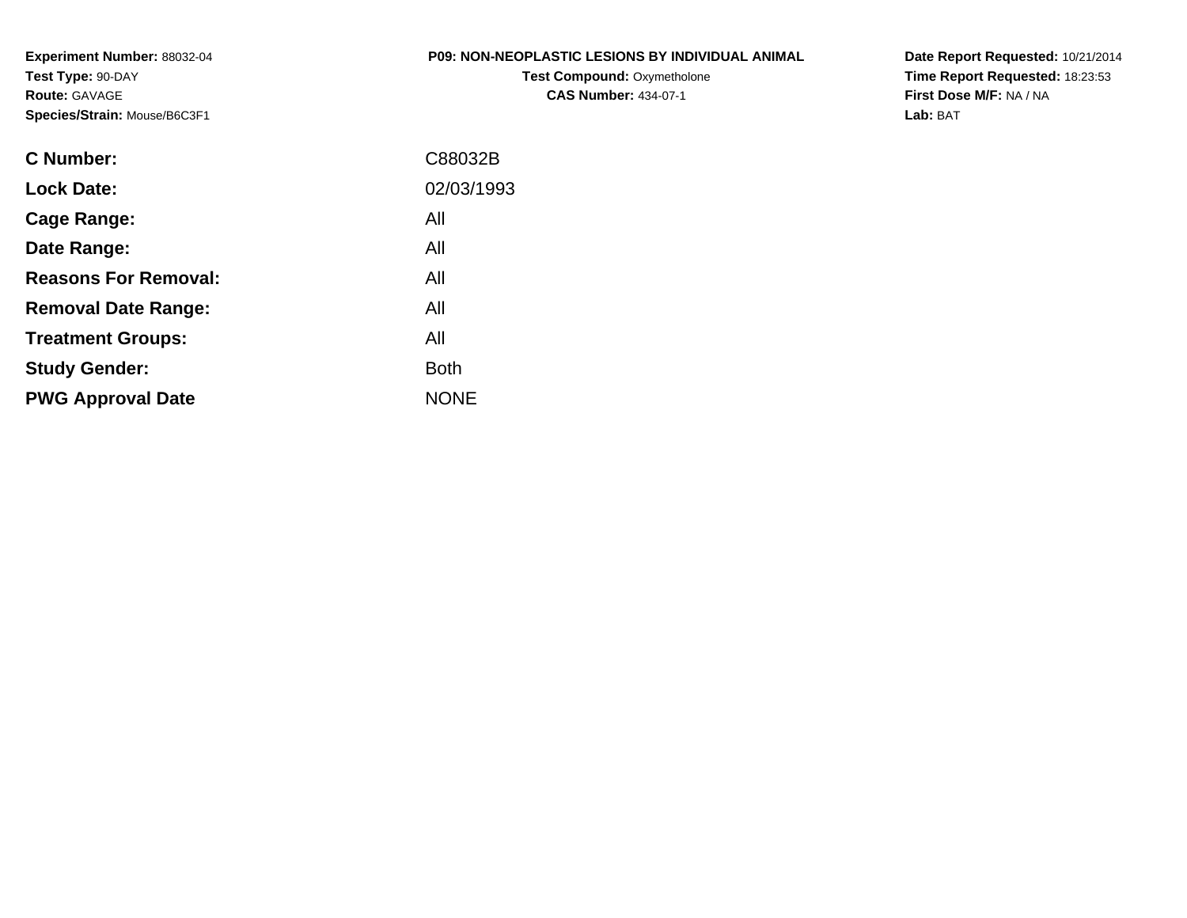**Experiment Number:** 88032-04
**Test Type:** 90-DAY
**Route:** GAVAGE
**Species/Strain:** Mouse/B6C3F1

**P09: NON-NEOPLASTIC LESIONS BY INDIVIDUAL ANIMAL**
**Test Compound:** Oxymetholone
**CAS Number:** 434-07-1

**Date Report Requested:** 10/21/2014
**Time Report Requested:** 18:23:53
**First Dose M/F:** NA / NA
**Lab:** BAT

| | |
|---|---|
| **C Number:** | C88032B |
| **Lock Date:** | 02/03/1993 |
| **Cage Range:** | All |
| **Date Range:** | All |
| **Reasons For Removal:** | All |
| **Removal Date Range:** | All |
| **Treatment Groups:** | All |
| **Study Gender:** | Both |
| **PWG Approval Date** | NONE |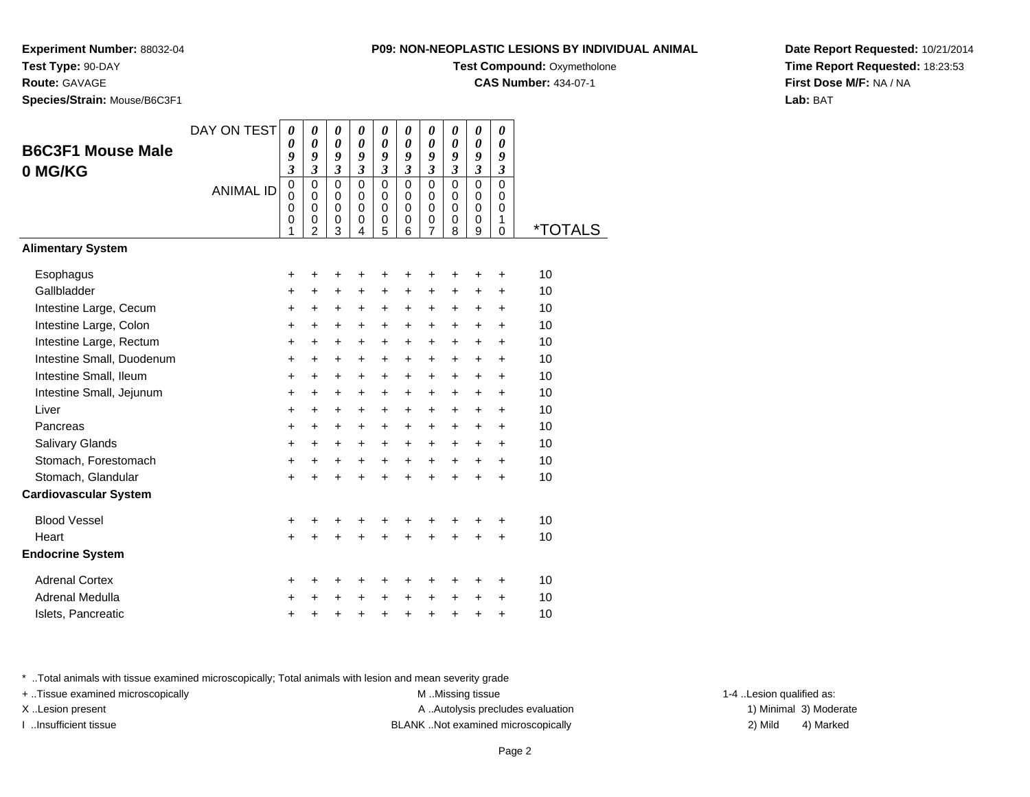**Experiment Number:** 88032-04
**Test Type:** 90-DAY
**Route:** GAVAGE
**Species/Strain:** Mouse/B6C3F1

**P09: NON-NEOPLASTIC LESIONS BY INDIVIDUAL ANIMAL**
**Test Compound:** Oxymetholone
**CAS Number:** 434-07-1

**Date Report Requested:** 10/21/2014
**Time Report Requested:** 18:23:53
**First Dose M/F:** NA / NA
**Lab:** BAT

## B6C3F1 Mouse Male 0 MG/KG

| DAY ON TEST | 0093 | 0093 | 0093 | 0093 | 0093 | 0093 | 0093 | 0093 | 0093 | 0093 | |
|---|---|---|---|---|---|---|---|---|---|---|---|
| ANIMAL ID | 00001 | 00002 | 00003 | 00004 | 00005 | 00006 | 00007 | 00008 | 00009 | 00010 | *TOTALS |
| **Alimentary System** | | | | | | | | | | | |
| Esophagus | + | + | + | + | + | + | + | + | + | + | 10 |
| Gallbladder | + | + | + | + | + | + | + | + | + | + | 10 |
| Intestine Large, Cecum | + | + | + | + | + | + | + | + | + | + | 10 |
| Intestine Large, Colon | + | + | + | + | + | + | + | + | + | + | 10 |
| Intestine Large, Rectum | + | + | + | + | + | + | + | + | + | + | 10 |
| Intestine Small, Duodenum | + | + | + | + | + | + | + | + | + | + | 10 |
| Intestine Small, Ileum | + | + | + | + | + | + | + | + | + | + | 10 |
| Intestine Small, Jejunum | + | + | + | + | + | + | + | + | + | + | 10 |
| Liver | + | + | + | + | + | + | + | + | + | + | 10 |
| Pancreas | + | + | + | + | + | + | + | + | + | + | 10 |
| Salivary Glands | + | + | + | + | + | + | + | + | + | + | 10 |
| Stomach, Forestomach | + | + | + | + | + | + | + | + | + | + | 10 |
| Stomach, Glandular | + | + | + | + | + | + | + | + | + | + | 10 |
| **Cardiovascular System** | | | | | | | | | | | |
| Blood Vessel | + | + | + | + | + | + | + | + | + | + | 10 |
| Heart | + | + | + | + | + | + | + | + | + | + | 10 |
| **Endocrine System** | | | | | | | | | | | |
| Adrenal Cortex | + | + | + | + | + | + | + | + | + | + | 10 |
| Adrenal Medulla | + | + | + | + | + | + | + | + | + | + | 10 |
| Islets, Pancreatic | + | + | + | + | + | + | + | + | + | + | 10 |

* ..Total animals with tissue examined microscopically; Total animals with lesion and mean severity grade
+ ..Tissue examined microscopically
X ..Lesion present
I ..Insufficient tissue

M ..Missing tissue
A ..Autolysis precludes evaluation
BLANK ..Not examined microscopically

1-4 ..Lesion qualified as:
1) Minimal 3) Moderate
2) Mild 4) Marked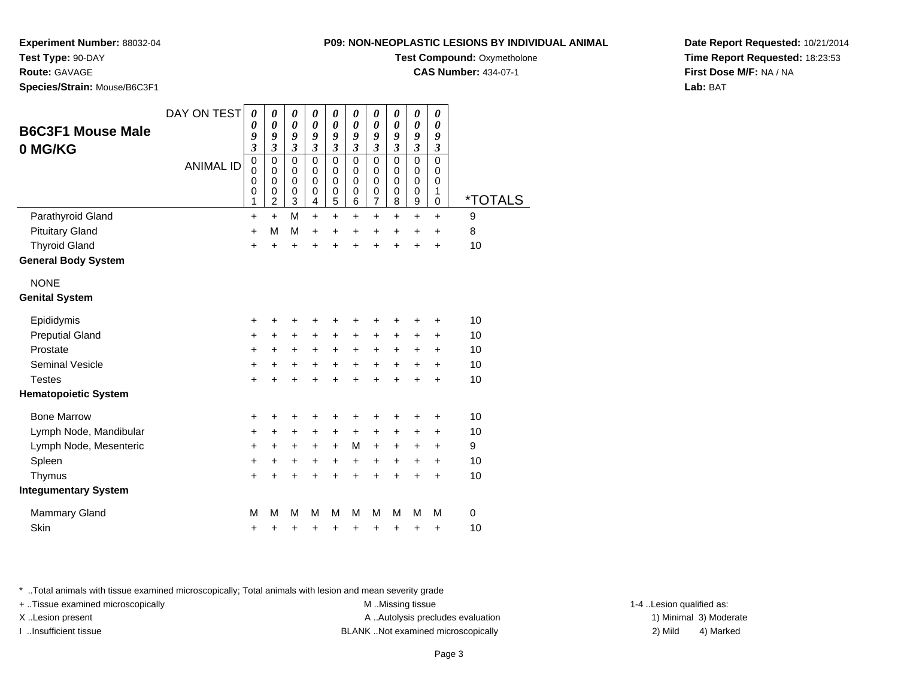**Experiment Number:** 88032-04
**Test Type:** 90-DAY
**Route:** GAVAGE
**Species/Strain:** Mouse/B6C3F1

**P09: NON-NEOPLASTIC LESIONS BY INDIVIDUAL ANIMAL**
**Test Compound:** Oxymetholone
**CAS Number:** 434-07-1

**Date Report Requested:** 10/21/2014
**Time Report Requested:** 18:23:53
**First Dose M/F:** NA / NA
**Lab:** BAT

## B6C3F1 Mouse Male 0 MG/KG

| DAY ON TEST | 0093 | 0093 | 0093 | 0093 | 0093 | 0093 | 0093 | 0093 | 0093 | 0093 | |
|---|---|---|---|---|---|---|---|---|---|---|---|
| ANIMAL ID | 00001 | 00002 | 00003 | 00004 | 00005 | 00006 | 00007 | 00008 | 00009 | 00010 | *TOTALS |
| Parathyroid Gland | + | + | M | + | + | + | + | + | + | + | 9 |
| Pituitary Gland | + | M | M | + | + | + | + | + | + | + | 8 |
| Thyroid Gland | + | + | + | + | + | + | + | + | + | + | 10 |
| **General Body System** | | | | | | | | | | | |
| NONE | | | | | | | | | | | |
| **Genital System** | | | | | | | | | | | |
| Epididymis | + | + | + | + | + | + | + | + | + | + | 10 |
| Preputial Gland | + | + | + | + | + | + | + | + | + | + | 10 |
| Prostate | + | + | + | + | + | + | + | + | + | + | 10 |
| Seminal Vesicle | + | + | + | + | + | + | + | + | + | + | 10 |
| Testes | + | + | + | + | + | + | + | + | + | + | 10 |
| **Hematopoietic System** | | | | | | | | | | | |
| Bone Marrow | + | + | + | + | + | + | + | + | + | + | 10 |
| Lymph Node, Mandibular | + | + | + | + | + | + | + | + | + | + | 10 |
| Lymph Node, Mesenteric | + | + | + | + | + | M | + | + | + | + | 9 |
| Spleen | + | + | + | + | + | + | + | + | + | + | 10 |
| Thymus | + | + | + | + | + | + | + | + | + | + | 10 |
| **Integumentary System** | | | | | | | | | | | |
| Mammary Gland | M | M | M | M | M | M | M | M | M | M | 0 |
| Skin | + | + | + | + | + | + | + | + | + | + | 10 |

* ..Total animals with tissue examined microscopically; Total animals with lesion and mean severity grade
+ ..Tissue examined microscopically
X ..Lesion present
I ..Insufficient tissue

M ..Missing tissue
A ..Autolysis precludes evaluation
BLANK ..Not examined microscopically

1-4 ..Lesion qualified as:
1) Minimal 3) Moderate
2) Mild 4) Marked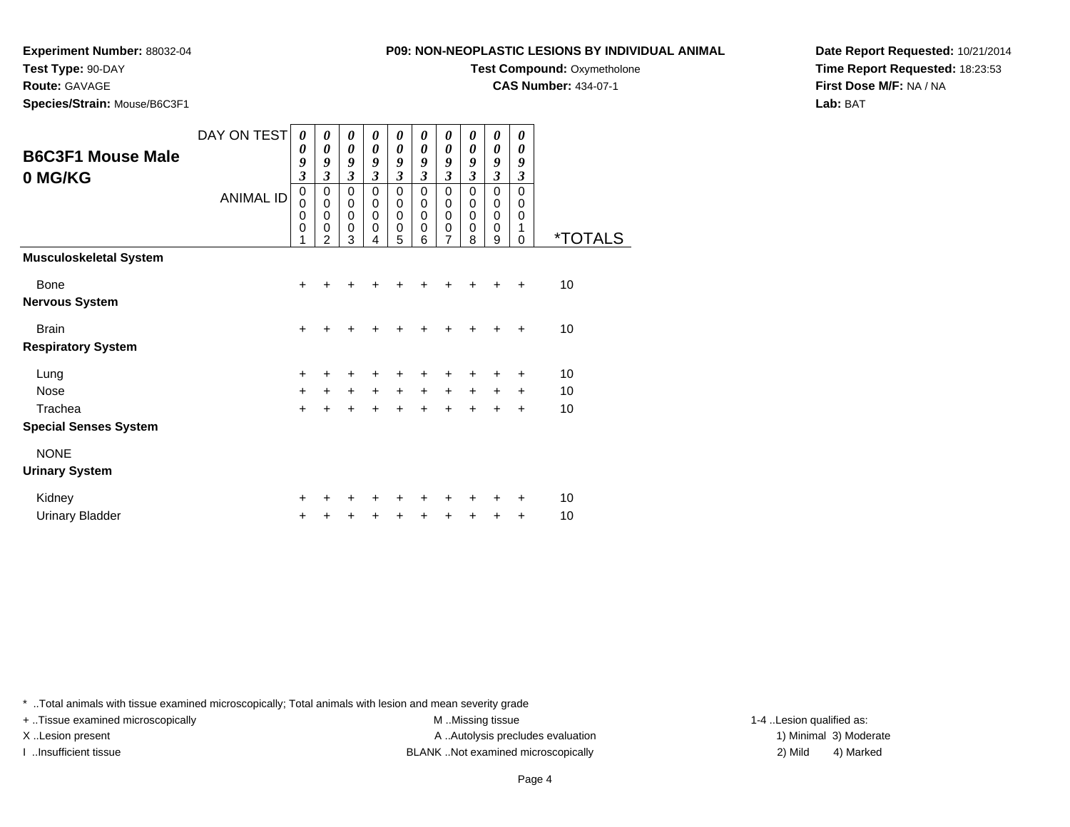**Experiment Number:** 88032-04
**Test Type:** 90-DAY
**Route:** GAVAGE
**Species/Strain:** Mouse/B6C3F1

**P09: NON-NEOPLASTIC LESIONS BY INDIVIDUAL ANIMAL**
**Test Compound:** Oxymetholone
**CAS Number:** 434-07-1

**Date Report Requested:** 10/21/2014
**Time Report Requested:** 18:23:53
**First Dose M/F:** NA / NA
**Lab:** BAT

## B6C3F1 Mouse Male 0 MG/KG

| DAY ON TEST | 0093 | 0093 | 0093 | 0093 | 0093 | 0093 | 0093 | 0093 | 0093 | 0093 | |
|---|---|---|---|---|---|---|---|---|---|---|---|
| **ANIMAL ID** | 00001 | 00002 | 00003 | 00004 | 00005 | 00006 | 00007 | 00008 | 00009 | 00010 | ***TOTALS** |
| **Musculoskeletal System** | | | | | | | | | | | |
| Bone | + | + | + | + | + | + | + | + | + | + | 10 |
| **Nervous System** | | | | | | | | | | | |
| Brain | + | + | + | + | + | + | + | + | + | + | 10 |
| **Respiratory System** | | | | | | | | | | | |
| Lung | + | + | + | + | + | + | + | + | + | + | 10 |
| Nose | + | + | + | + | + | + | + | + | + | + | 10 |
| Trachea | + | + | + | + | + | + | + | + | + | + | 10 |
| **Special Senses System** | | | | | | | | | | | |
| NONE | | | | | | | | | | | |
| **Urinary System** | | | | | | | | | | | |
| Kidney | + | + | + | + | + | + | + | + | + | + | 10 |
| Urinary Bladder | + | + | + | + | + | + | + | + | + | + | 10 |

* ..Total animals with tissue examined microscopically; Total animals with lesion and mean severity grade
+ ..Tissue examined microscopically
X ..Lesion present
I ..Insufficient tissue
M ..Missing tissue
A ..Autolysis precludes evaluation
BLANK ..Not examined microscopically
1-4 ..Lesion qualified as:
1) Minimal 3) Moderate
2) Mild 4) Marked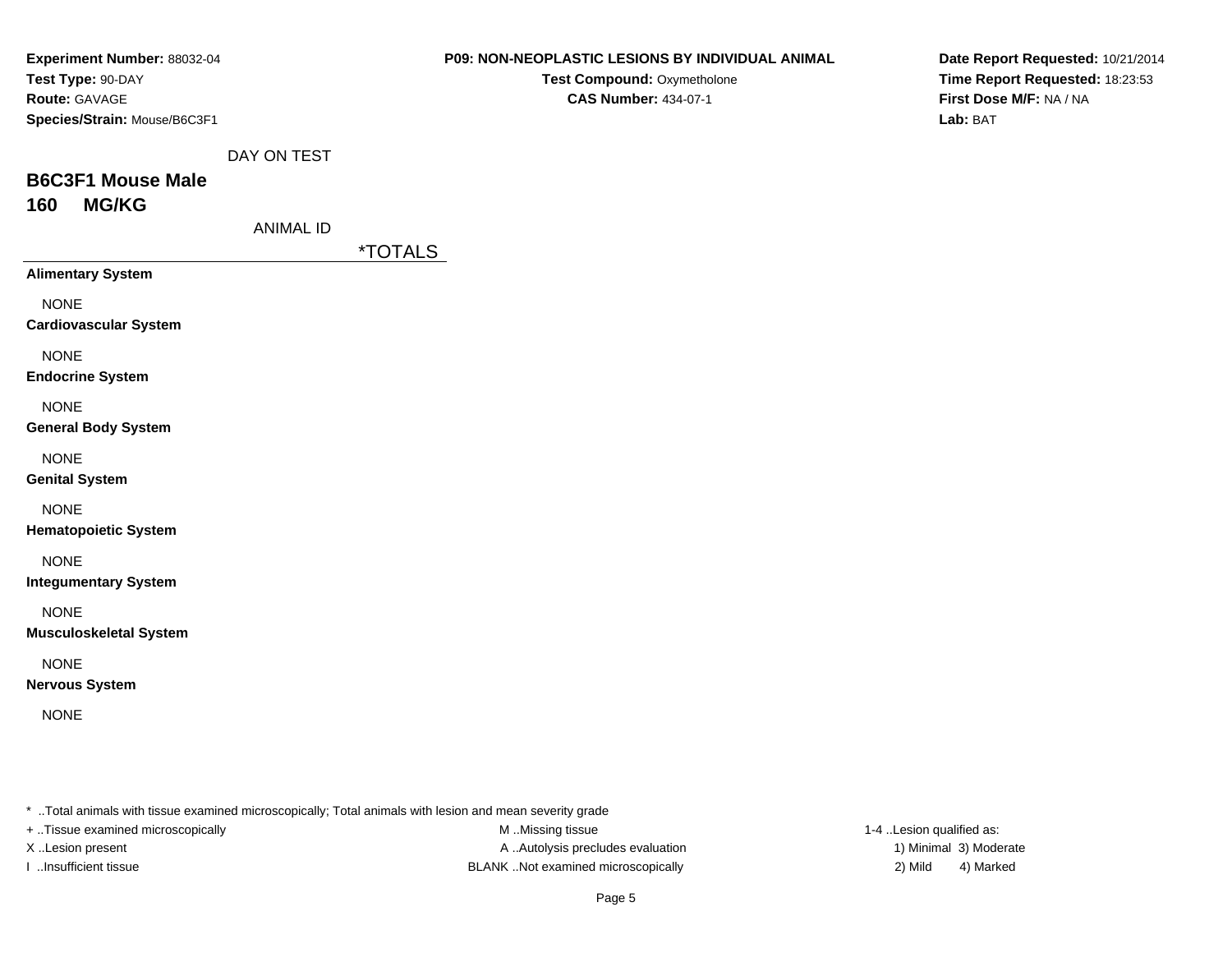**Experiment Number:** 88032-04
**Test Type:** 90-DAY
**Route:** GAVAGE
**Species/Strain:** Mouse/B6C3F1

**P09: NON-NEOPLASTIC LESIONS BY INDIVIDUAL ANIMAL**
**Test Compound:** Oxymetholone
**CAS Number:** 434-07-1

**Date Report Requested:** 10/21/2014
**Time Report Requested:** 18:23:53
**First Dose M/F:** NA / NA
**Lab:** BAT

DAY ON TEST

## B6C3F1 Mouse Male
## 160 MG/KG

ANIMAL ID

| | *TOTALS |
|---|---|
| **Alimentary System** | |
| NONE | |
| **Cardiovascular System** | |
| NONE | |
| **Endocrine System** | |
| NONE | |
| **General Body System** | |
| NONE | |
| **Genital System** | |
| NONE | |
| **Hematopoietic System** | |
| NONE | |
| **Integumentary System** | |
| NONE | |
| **Musculoskeletal System** | |
| NONE | |
| **Nervous System** | |
| NONE | |

* ..Total animals with tissue examined microscopically; Total animals with lesion and mean severity grade
+ ..Tissue examined microscopically
X ..Lesion present
I ..Insufficient tissue

M ..Missing tissue
A ..Autolysis precludes evaluation
BLANK ..Not examined microscopically

1-4 ..Lesion qualified as:
1) Minimal 3) Moderate
2) Mild 4) Marked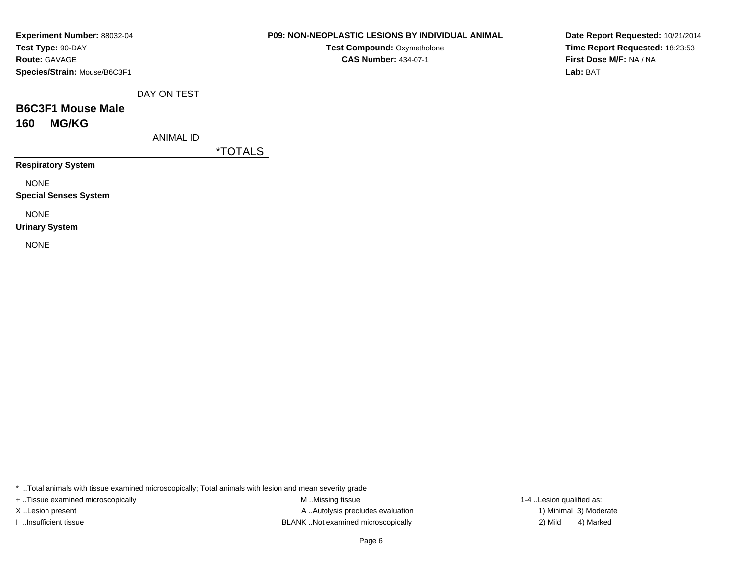**Experiment Number:** 88032-04
**Test Type:** 90-DAY
**Route:** GAVAGE
**Species/Strain:** Mouse/B6C3F1

**P09: NON-NEOPLASTIC LESIONS BY INDIVIDUAL ANIMAL**
**Test Compound:** Oxymetholone
**CAS Number:** 434-07-1

**Date Report Requested:** 10/21/2014
**Time Report Requested:** 18:23:53
**First Dose M/F:** NA / NA
**Lab:** BAT

DAY ON TEST

## B6C3F1 Mouse Male
## 160 MG/KG

ANIMAL ID

| | *TOTALS |
|---|---|
| **Respiratory System** | |
| NONE | |
| **Special Senses System** | |
| NONE | |
| **Urinary System** | |
| NONE | |

* ..Total animals with tissue examined microscopically; Total animals with lesion and mean severity grade
+ ..Tissue examined microscopically
X ..Lesion present
I ..Insufficient tissue
M ..Missing tissue
A ..Autolysis precludes evaluation
BLANK ..Not examined microscopically
1-4 ..Lesion qualified as:
1) Minimal 3) Moderate
2) Mild 4) Marked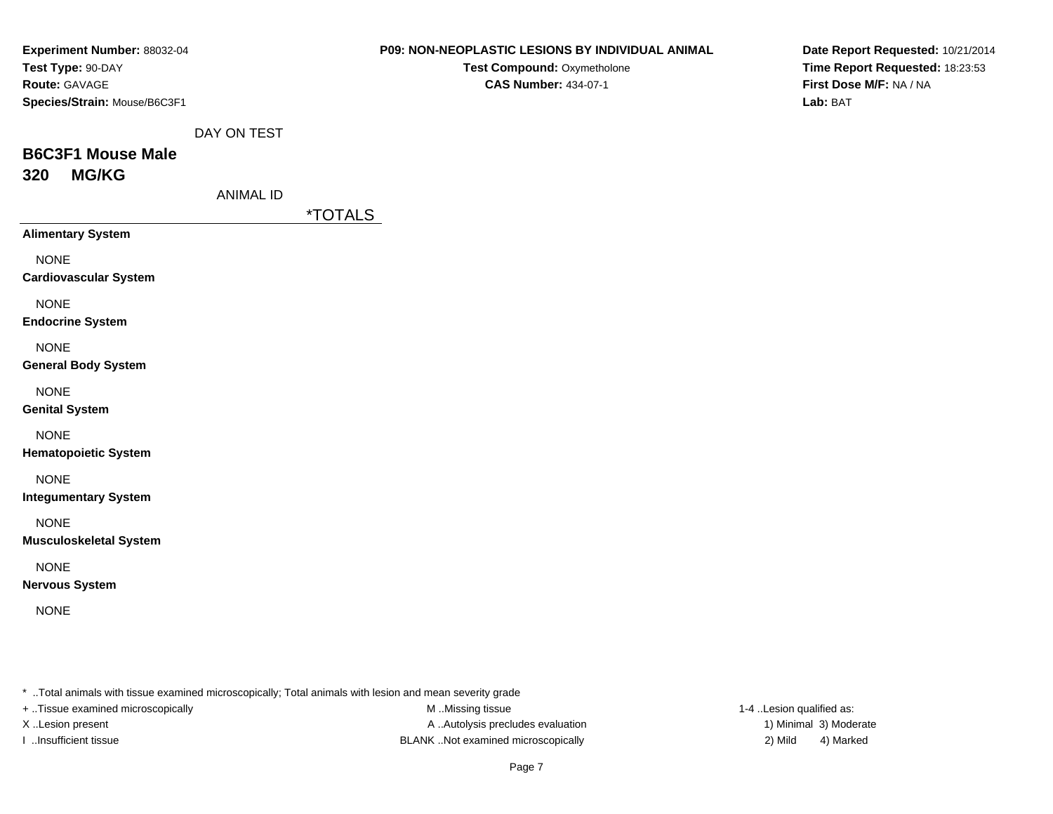**Experiment Number:** 88032-04
**Test Type:** 90-DAY
**Route:** GAVAGE
**Species/Strain:** Mouse/B6C3F1

**P09: NON-NEOPLASTIC LESIONS BY INDIVIDUAL ANIMAL**
**Test Compound:** Oxymetholone
**CAS Number:** 434-07-1

**Date Report Requested:** 10/21/2014
**Time Report Requested:** 18:23:53
**First Dose M/F:** NA / NA
**Lab:** BAT

DAY ON TEST

## B6C3F1 Mouse Male
## 320 MG/KG

ANIMAL ID

| | *TOTALS |
|---|---|
| **Alimentary System** | |
| NONE | |
| **Cardiovascular System** | |
| NONE | |
| **Endocrine System** | |
| NONE | |
| **General Body System** | |
| NONE | |
| **Genital System** | |
| NONE | |
| **Hematopoietic System** | |
| NONE | |
| **Integumentary System** | |
| NONE | |
| **Musculoskeletal System** | |
| NONE | |
| **Nervous System** | |
| NONE | |

* ..Total animals with tissue examined microscopically; Total animals with lesion and mean severity grade
+ ..Tissue examined microscopically
X ..Lesion present
I ..Insufficient tissue

M ..Missing tissue
A ..Autolysis precludes evaluation
BLANK ..Not examined microscopically

1-4 ..Lesion qualified as:
1) Minimal 3) Moderate
2) Mild 4) Marked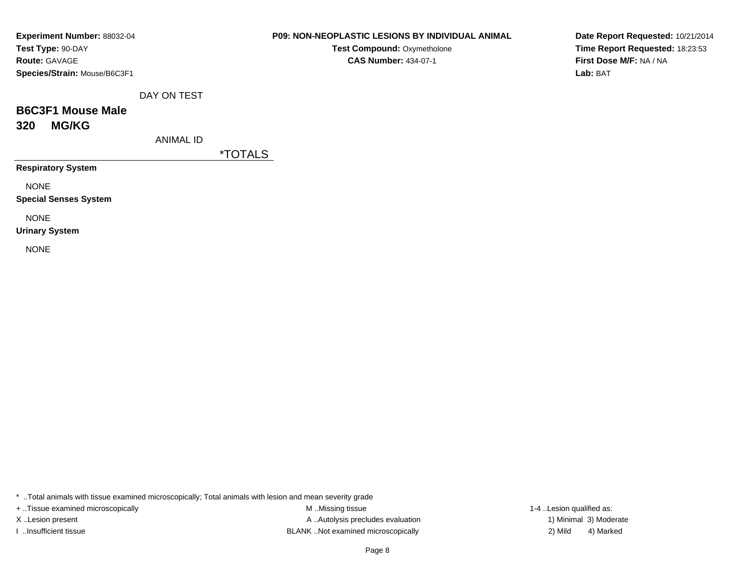**Experiment Number:** 88032-04
**Test Type:** 90-DAY
**Route:** GAVAGE
**Species/Strain:** Mouse/B6C3F1

**P09: NON-NEOPLASTIC LESIONS BY INDIVIDUAL ANIMAL**
**Test Compound:** Oxymetholone
**CAS Number:** 434-07-1

**Date Report Requested:** 10/21/2014
**Time Report Requested:** 18:23:53
**First Dose M/F:** NA / NA
**Lab:** BAT

DAY ON TEST

## B6C3F1 Mouse Male
## 320 MG/KG

ANIMAL ID

| | *TOTALS |
|---|---|
| **Respiratory System** | |
| NONE | |
| **Special Senses System** | |
| NONE | |
| **Urinary System** | |
| NONE | |

* ..Total animals with tissue examined microscopically; Total animals with lesion and mean severity grade
+ ..Tissue examined microscopically
X ..Lesion present
I ..Insufficient tissue
M ..Missing tissue
A ..Autolysis precludes evaluation
BLANK ..Not examined microscopically
1-4 ..Lesion qualified as:
1) Minimal 3) Moderate
2) Mild 4) Marked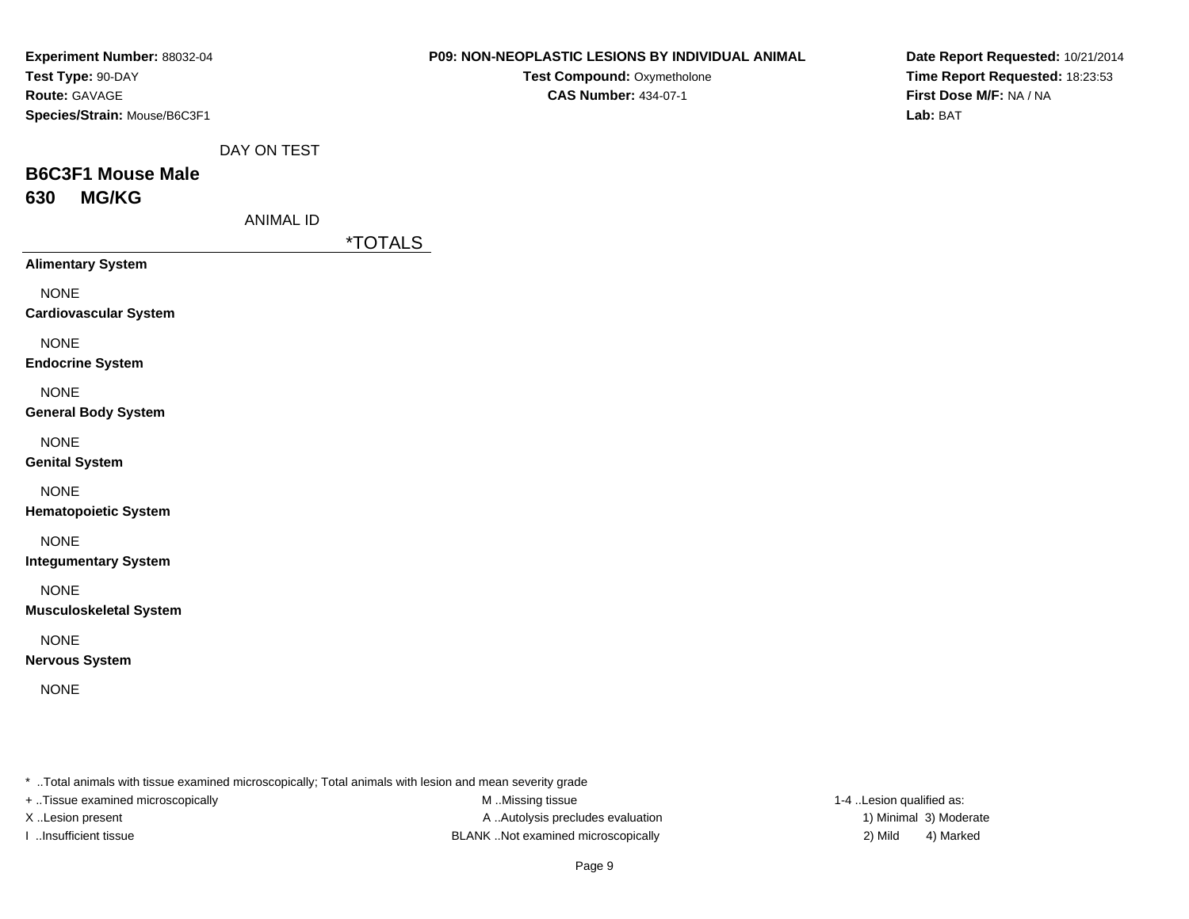**Experiment Number:** 88032-04
**Test Type:** 90-DAY
**Route:** GAVAGE
**Species/Strain:** Mouse/B6C3F1

**P09: NON-NEOPLASTIC LESIONS BY INDIVIDUAL ANIMAL**
**Test Compound:** Oxymetholone
**CAS Number:** 434-07-1

**Date Report Requested:** 10/21/2014
**Time Report Requested:** 18:23:53
**First Dose M/F:** NA / NA
**Lab:** BAT

DAY ON TEST

## B6C3F1 Mouse Male
## 630 MG/KG

ANIMAL ID

| | *TOTALS |
|---|---|
| **Alimentary System** | |
| NONE | |
| **Cardiovascular System** | |
| NONE | |
| **Endocrine System** | |
| NONE | |
| **General Body System** | |
| NONE | |
| **Genital System** | |
| NONE | |
| **Hematopoietic System** | |
| NONE | |
| **Integumentary System** | |
| NONE | |
| **Musculoskeletal System** | |
| NONE | |
| **Nervous System** | |
| NONE | |

* ..Total animals with tissue examined microscopically; Total animals with lesion and mean severity grade
+ ..Tissue examined microscopically
X ..Lesion present
I ..Insufficient tissue
M ..Missing tissue
A ..Autolysis precludes evaluation
BLANK ..Not examined microscopically
1-4 ..Lesion qualified as:
1) Minimal 3) Moderate
2) Mild 4) Marked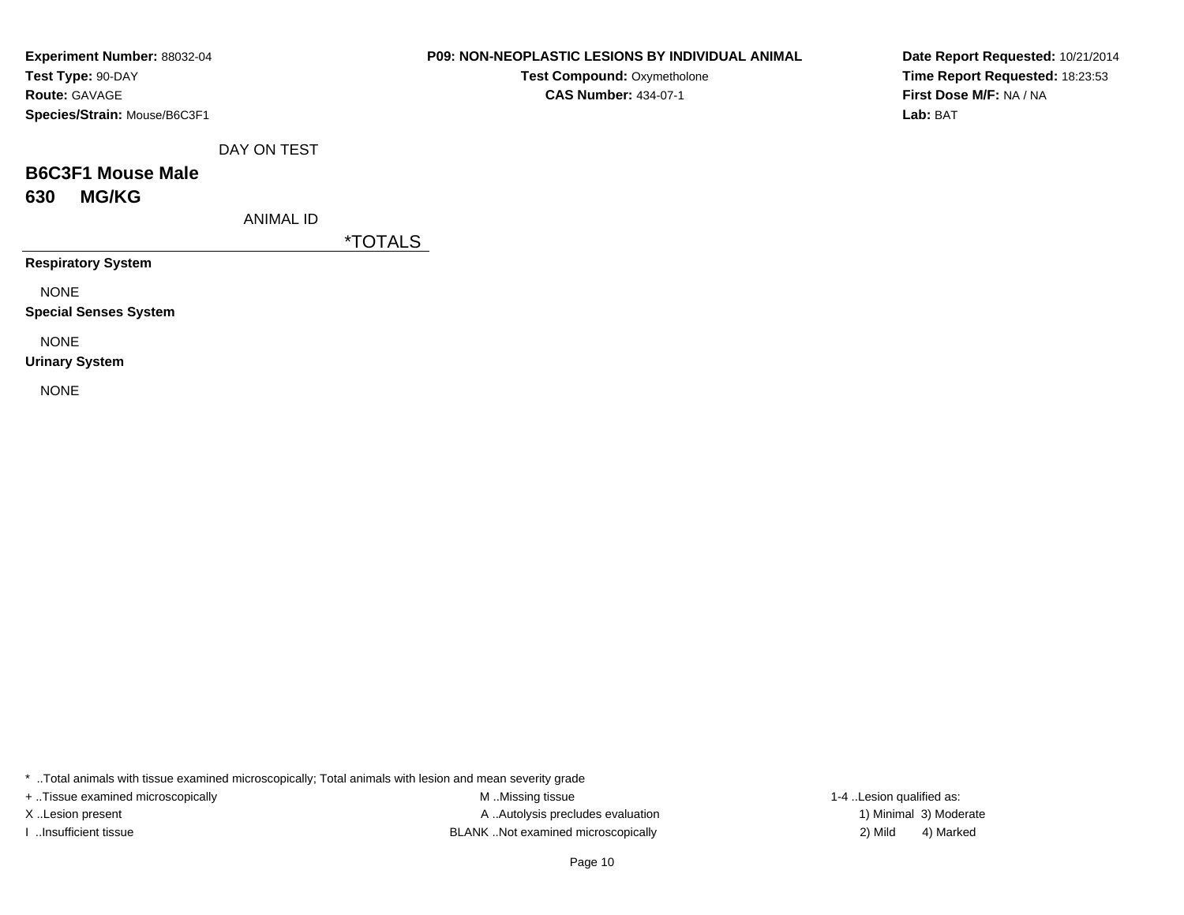**Experiment Number:** 88032-04
**Test Type:** 90-DAY
**Route:** GAVAGE
**Species/Strain:** Mouse/B6C3F1

**P09: NON-NEOPLASTIC LESIONS BY INDIVIDUAL ANIMAL**
**Test Compound:** Oxymetholone
**CAS Number:** 434-07-1

**Date Report Requested:** 10/21/2014
**Time Report Requested:** 18:23:53
**First Dose M/F:** NA / NA
**Lab:** BAT

DAY ON TEST

## B6C3F1 Mouse Male
## 630 MG/KG

ANIMAL ID

| | *TOTALS |
|---|---|
| **Respiratory System** | |
| NONE | |
| **Special Senses System** | |
| NONE | |
| **Urinary System** | |
| NONE | |

* ..Total animals with tissue examined microscopically; Total animals with lesion and mean severity grade
+ ..Tissue examined microscopically
X ..Lesion present
I ..Insufficient tissue
M ..Missing tissue
A ..Autolysis precludes evaluation
BLANK ..Not examined microscopically
1-4 ..Lesion qualified as:
1) Minimal 3) Moderate
2) Mild 4) Marked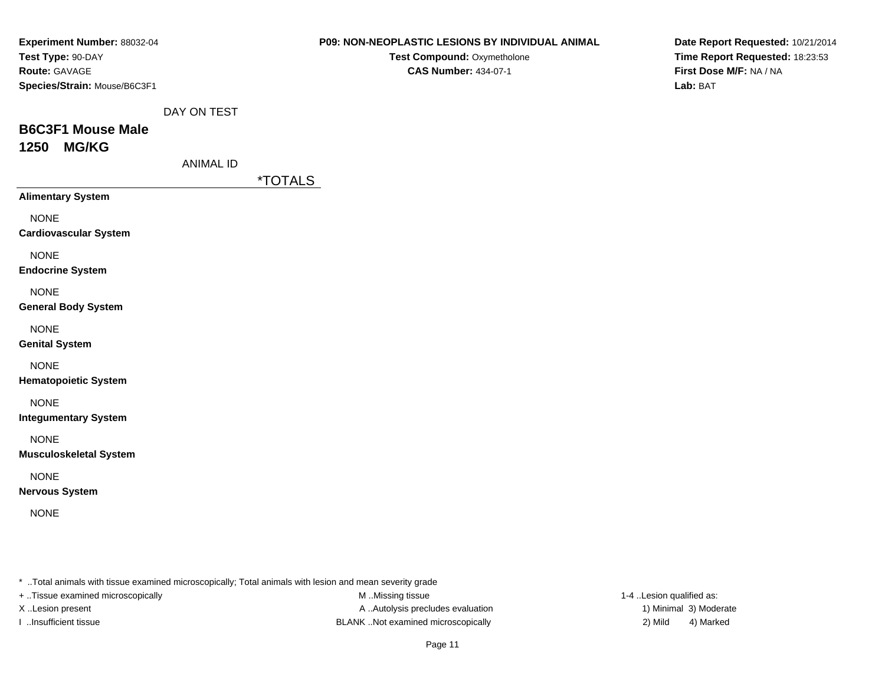**Experiment Number:** 88032-04
**Test Type:** 90-DAY
**Route:** GAVAGE
**Species/Strain:** Mouse/B6C3F1

**P09: NON-NEOPLASTIC LESIONS BY INDIVIDUAL ANIMAL**
**Test Compound:** Oxymetholone
**CAS Number:** 434-07-1

**Date Report Requested:** 10/21/2014
**Time Report Requested:** 18:23:53
**First Dose M/F:** NA / NA
**Lab:** BAT

DAY ON TEST

## B6C3F1 Mouse Male
## 1250 MG/KG

ANIMAL ID

| | *TOTALS |
|---|---|
| **Alimentary System** | |
| NONE | |
| **Cardiovascular System** | |
| NONE | |
| **Endocrine System** | |
| NONE | |
| **General Body System** | |
| NONE | |
| **Genital System** | |
| NONE | |
| **Hematopoietic System** | |
| NONE | |
| **Integumentary System** | |
| NONE | |
| **Musculoskeletal System** | |
| NONE | |
| **Nervous System** | |
| NONE | |

* ..Total animals with tissue examined microscopically; Total animals with lesion and mean severity grade
+ ..Tissue examined microscopically
X ..Lesion present
I ..Insufficient tissue
M ..Missing tissue
A ..Autolysis precludes evaluation
BLANK ..Not examined microscopically
1-4 ..Lesion qualified as:
1) Minimal 3) Moderate
2) Mild 4) Marked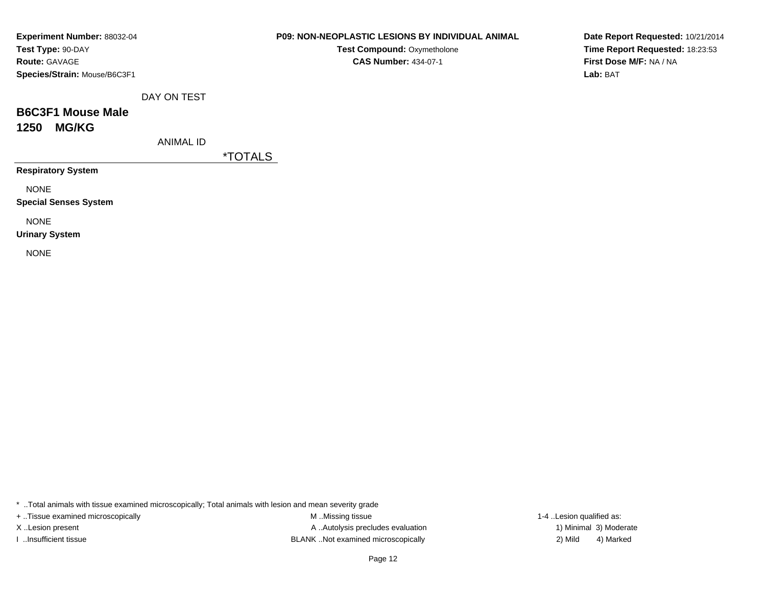**Experiment Number:** 88032-04
**Test Type:** 90-DAY
**Route:** GAVAGE
**Species/Strain:** Mouse/B6C3F1

**P09: NON-NEOPLASTIC LESIONS BY INDIVIDUAL ANIMAL**
**Test Compound:** Oxymetholone
**CAS Number:** 434-07-1

**Date Report Requested:** 10/21/2014
**Time Report Requested:** 18:23:53
**First Dose M/F:** NA / NA
**Lab:** BAT

DAY ON TEST

## B6C3F1 Mouse Male
## 1250 MG/KG

ANIMAL ID

| | *TOTALS |
|---|---|
| **Respiratory System** | |
| NONE | |
| **Special Senses System** | |
| NONE | |
| **Urinary System** | |
| NONE | |

* ..Total animals with tissue examined microscopically; Total animals with lesion and mean severity grade
+ ..Tissue examined microscopically
X ..Lesion present
I ..Insufficient tissue
M ..Missing tissue
A ..Autolysis precludes evaluation
BLANK ..Not examined microscopically
1-4 ..Lesion qualified as:
1) Minimal 3) Moderate
2) Mild 4) Marked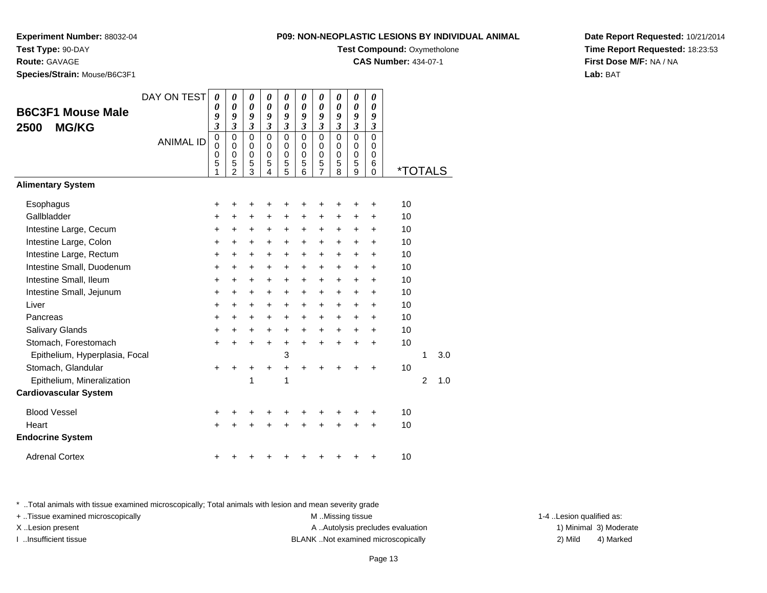**Experiment Number:** 88032-04
**Test Type:** 90-DAY
**Route:** GAVAGE
**Species/Strain:** Mouse/B6C3F1

**P09: NON-NEOPLASTIC LESIONS BY INDIVIDUAL ANIMAL**
**Test Compound:** Oxymetholone
**CAS Number:** 434-07-1

**Date Report Requested:** 10/21/2014
**Time Report Requested:** 18:23:53
**First Dose M/F:** NA / NA
**Lab:** BAT

## B6C3F1 Mouse Male 2500 MG/KG

| DAY ON TEST | 0093 | 0093 | 0093 | 0093 | 0093 | 0093 | 0093 | 0093 | 0093 | 0093 | | | |
|---|---|---|---|---|---|---|---|---|---|---|---|---|---|
| ANIMAL ID | 00051 | 00052 | 00053 | 00054 | 00055 | 00056 | 00057 | 00058 | 00059 | 00060 | *TOTALS | | |
| **Alimentary System** | | | | | | | | | | | | | |
| Esophagus | + | + | + | + | + | + | + | + | + | + | 10 | | |
| Gallbladder | + | + | + | + | + | + | + | + | + | + | 10 | | |
| Intestine Large, Cecum | + | + | + | + | + | + | + | + | + | + | 10 | | |
| Intestine Large, Colon | + | + | + | + | + | + | + | + | + | + | 10 | | |
| Intestine Large, Rectum | + | + | + | + | + | + | + | + | + | + | 10 | | |
| Intestine Small, Duodenum | + | + | + | + | + | + | + | + | + | + | 10 | | |
| Intestine Small, Ileum | + | + | + | + | + | + | + | + | + | + | 10 | | |
| Intestine Small, Jejunum | + | + | + | + | + | + | + | + | + | + | 10 | | |
| Liver | + | + | + | + | + | + | + | + | + | + | 10 | | |
| Pancreas | + | + | + | + | + | + | + | + | + | + | 10 | | |
| Salivary Glands | + | + | + | + | + | + | + | + | + | + | 10 | | |
| Stomach, Forestomach | + | + | + | + | + | + | + | + | + | + | 10 | | |
| Epithelium, Hyperplasia, Focal | | | | | 3 | | | | | | | 1 | 3.0 |
| Stomach, Glandular | + | + | + | + | + | + | + | + | + | + | 10 | | |
| Epithelium, Mineralization | | | 1 | | 1 | | | | | | | 2 | 1.0 |
| **Cardiovascular System** | | | | | | | | | | | | | |
| Blood Vessel | + | + | + | + | + | + | + | + | + | + | 10 | | |
| Heart | + | + | + | + | + | + | + | + | + | + | 10 | | |
| **Endocrine System** | | | | | | | | | | | | | |
| Adrenal Cortex | + | + | + | + | + | + | + | + | + | + | 10 | | |

\* ..Total animals with tissue examined microscopically; Total animals with lesion and mean severity grade
\+ ..Tissue examined microscopically
X ..Lesion present
I ..Insufficient tissue

M ..Missing tissue
A ..Autolysis precludes evaluation
BLANK ..Not examined microscopically

1-4 ..Lesion qualified as:
1) Minimal 3) Moderate
2) Mild 4) Marked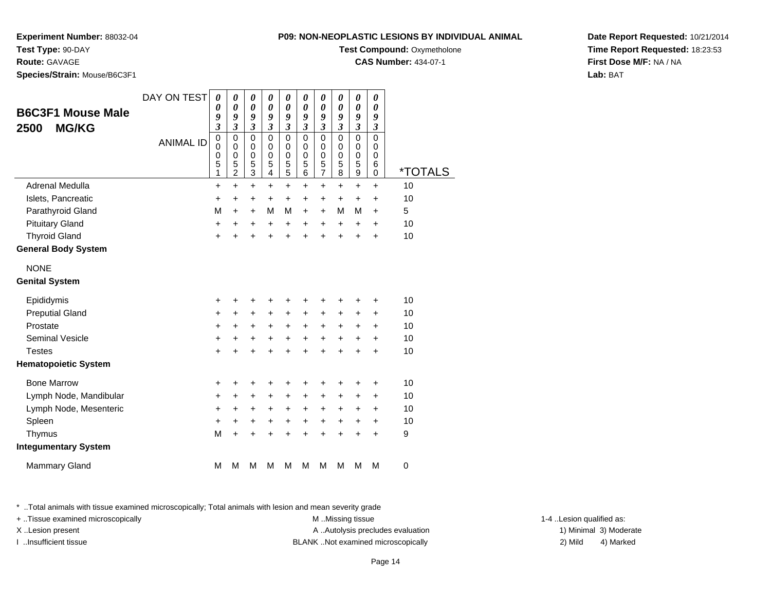**Experiment Number:** 88032-04
**Test Type:** 90-DAY
**Route:** GAVAGE
**Species/Strain:** Mouse/B6C3F1

**P09: NON-NEOPLASTIC LESIONS BY INDIVIDUAL ANIMAL**
**Test Compound:** Oxymetholone
**CAS Number:** 434-07-1

**Date Report Requested:** 10/21/2014
**Time Report Requested:** 18:23:53
**First Dose M/F:** NA / NA
**Lab:** BAT

## B6C3F1 Mouse Male 2500 MG/KG

| DAY ON TEST | 0093 | 0093 | 0093 | 0093 | 0093 | 0093 | 0093 | 0093 | 0093 | 0093 | |
|---|---|---|---|---|---|---|---|---|---|---|---|
| ANIMAL ID | 00051 | 00052 | 00053 | 00054 | 00055 | 00056 | 00057 | 00058 | 00059 | 00060 | *TOTALS |
| Adrenal Medulla | + | + | + | + | + | + | + | + | + | + | 10 |
| Islets, Pancreatic | + | + | + | + | + | + | + | + | + | + | 10 |
| Parathyroid Gland | M | + | + | M | M | + | + | M | M | + | 5 |
| Pituitary Gland | + | + | + | + | + | + | + | + | + | + | 10 |
| Thyroid Gland | + | + | + | + | + | + | + | + | + | + | 10 |
| **General Body System** | | | | | | | | | | | |
| NONE | | | | | | | | | | | |
| **Genital System** | | | | | | | | | | | |
| Epididymis | + | + | + | + | + | + | + | + | + | + | 10 |
| Preputial Gland | + | + | + | + | + | + | + | + | + | + | 10 |
| Prostate | + | + | + | + | + | + | + | + | + | + | 10 |
| Seminal Vesicle | + | + | + | + | + | + | + | + | + | + | 10 |
| Testes | + | + | + | + | + | + | + | + | + | + | 10 |
| **Hematopoietic System** | | | | | | | | | | | |
| Bone Marrow | + | + | + | + | + | + | + | + | + | + | 10 |
| Lymph Node, Mandibular | + | + | + | + | + | + | + | + | + | + | 10 |
| Lymph Node, Mesenteric | + | + | + | + | + | + | + | + | + | + | 10 |
| Spleen | + | + | + | + | + | + | + | + | + | + | 10 |
| Thymus | M | + | + | + | + | + | + | + | + | + | 9 |
| **Integumentary System** | | | | | | | | | | | |
| Mammary Gland | M | M | M | M | M | M | M | M | M | M | 0 |

\* ..Total animals with tissue examined microscopically; Total animals with lesion and mean severity grade
\+ ..Tissue examined microscopically
X ..Lesion present
I ..Insufficient tissue

M ..Missing tissue
A ..Autolysis precludes evaluation
BLANK ..Not examined microscopically

1-4 ..Lesion qualified as:
1) Minimal 3) Moderate
2) Mild 4) Marked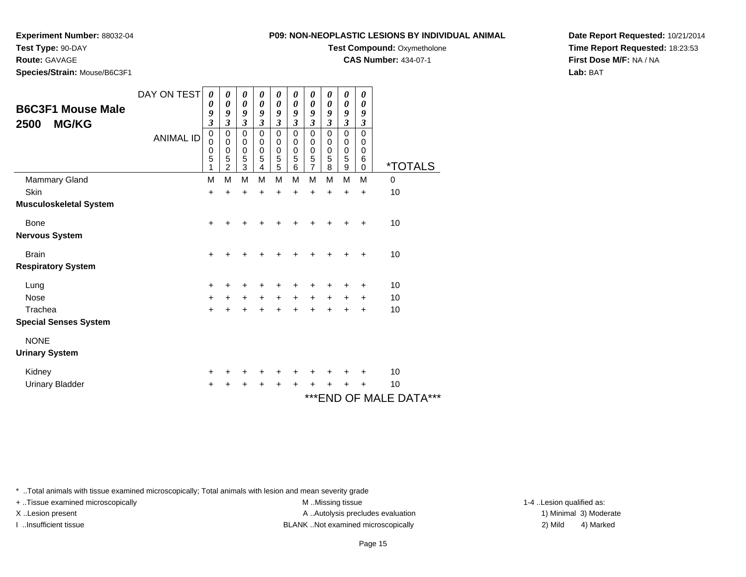**Experiment Number:** 88032-04
**Test Type:** 90-DAY
**Route:** GAVAGE
**Species/Strain:** Mouse/B6C3F1

**P09: NON-NEOPLASTIC LESIONS BY INDIVIDUAL ANIMAL**
**Test Compound:** Oxymetholone
**CAS Number:** 434-07-1

**Date Report Requested:** 10/21/2014
**Time Report Requested:** 18:23:53
**First Dose M/F:** NA / NA
**Lab:** BAT

## B6C3F1 Mouse Male 2500 MG/KG

| DAY ON TEST | 0093 | 0093 | 0093 | 0093 | 0093 | 0093 | 0093 | 0093 | 0093 | 0093 | |
|---|---|---|---|---|---|---|---|---|---|---|---|
| **ANIMAL ID** | 00051 | 00052 | 00053 | 00054 | 00055 | 00056 | 00057 | 00058 | 00059 | 00060 | ***TOTALS** |
| Mammary Gland | M | M | M | M | M | M | M | M | M | M | 0 |
| Skin | + | + | + | + | + | + | + | + | + | + | 10 |
| **Musculoskeletal System** | | | | | | | | | | | |
| Bone | + | + | + | + | + | + | + | + | + | + | 10 |
| **Nervous System** | | | | | | | | | | | |
| Brain | + | + | + | + | + | + | + | + | + | + | 10 |
| **Respiratory System** | | | | | | | | | | | |
| Lung | + | + | + | + | + | + | + | + | + | + | 10 |
| Nose | + | + | + | + | + | + | + | + | + | + | 10 |
| Trachea | + | + | + | + | + | + | + | + | + | + | 10 |
| **Special Senses System** | | | | | | | | | | | |
| NONE | | | | | | | | | | | |
| **Urinary System** | | | | | | | | | | | |
| Kidney | + | + | + | + | + | + | + | + | + | + | 10 |
| Urinary Bladder | + | + | + | + | + | + | + | + | + | + | 10 |

***END OF MALE DATA***

* ..Total animals with tissue examined microscopically; Total animals with lesion and mean severity grade
+ ..Tissue examined microscopically
X ..Lesion present
I ..Insufficient tissue

M ..Missing tissue
A ..Autolysis precludes evaluation
BLANK ..Not examined microscopically

1-4 ..Lesion qualified as:
1) Minimal 3) Moderate
2) Mild 4) Marked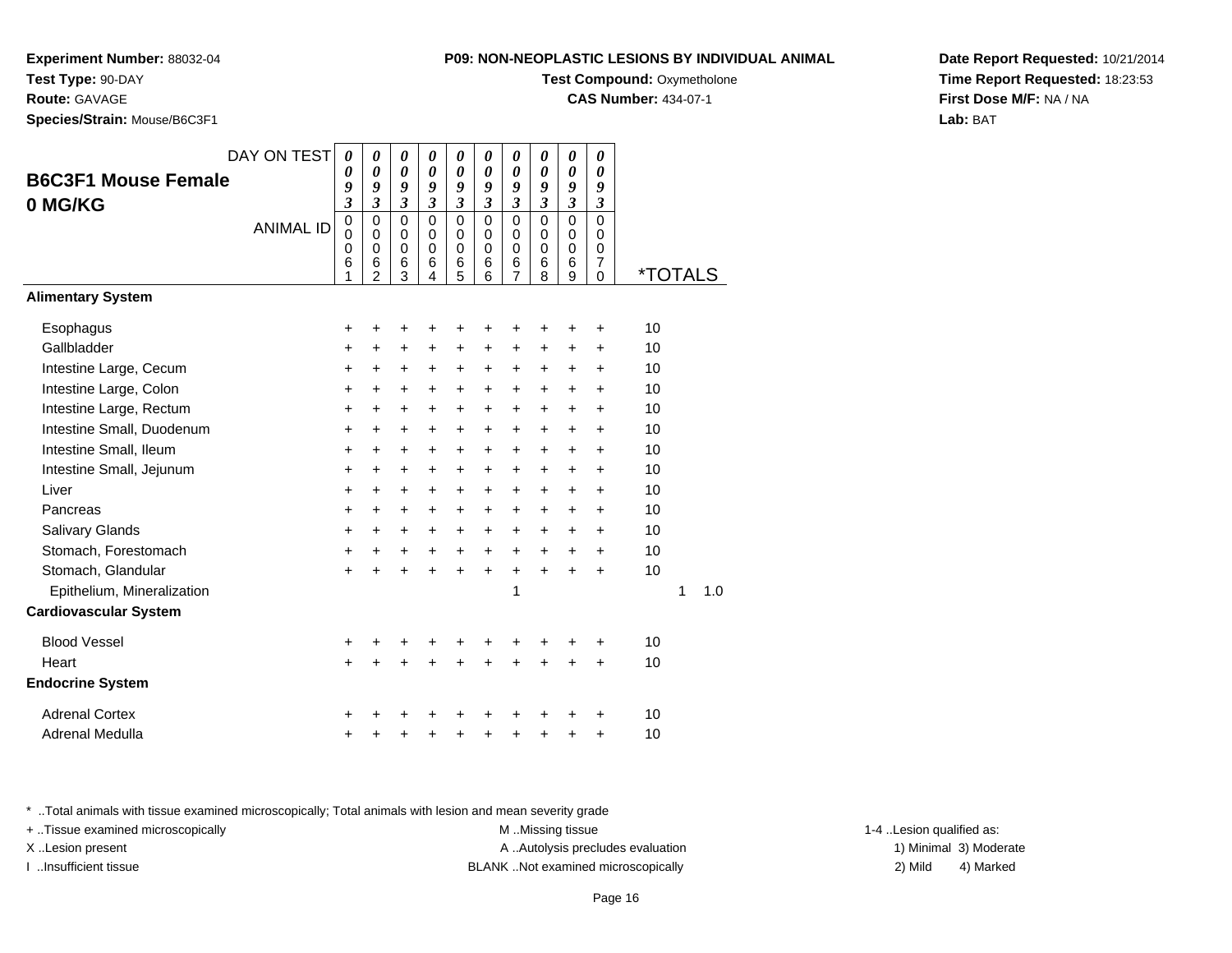**Experiment Number:** 88032-04
**Test Type:** 90-DAY
**Route:** GAVAGE
**Species/Strain:** Mouse/B6C3F1

**P09: NON-NEOPLASTIC LESIONS BY INDIVIDUAL ANIMAL**
**Test Compound:** Oxymetholone
**CAS Number:** 434-07-1

**Date Report Requested:** 10/21/2014
**Time Report Requested:** 18:23:53
**First Dose M/F:** NA / NA
**Lab:** BAT

## B6C3F1 Mouse Female
## 0 MG/KG

| DAY ON TEST | 0093 | 0093 | 0093 | 0093 | 0093 | 0093 | 0093 | 0093 | 0093 | 0093 | | |
|---|---|---|---|---|---|---|---|---|---|---|---|---|
| ANIMAL ID | 00061 | 00062 | 00063 | 00064 | 00065 | 00066 | 00067 | 00068 | 00069 | 00070 | *TOTALS | |
| **Alimentary System** | | | | | | | | | | | | |
| Esophagus | + | + | + | + | + | + | + | + | + | + | 10 | |
| Gallbladder | + | + | + | + | + | + | + | + | + | + | 10 | |
| Intestine Large, Cecum | + | + | + | + | + | + | + | + | + | + | 10 | |
| Intestine Large, Colon | + | + | + | + | + | + | + | + | + | + | 10 | |
| Intestine Large, Rectum | + | + | + | + | + | + | + | + | + | + | 10 | |
| Intestine Small, Duodenum | + | + | + | + | + | + | + | + | + | + | 10 | |
| Intestine Small, Ileum | + | + | + | + | + | + | + | + | + | + | 10 | |
| Intestine Small, Jejunum | + | + | + | + | + | + | + | + | + | + | 10 | |
| Liver | + | + | + | + | + | + | + | + | + | + | 10 | |
| Pancreas | + | + | + | + | + | + | + | + | + | + | 10 | |
| Salivary Glands | + | + | + | + | + | + | + | + | + | + | 10 | |
| Stomach, Forestomach | + | + | + | + | + | + | + | + | + | + | 10 | |
| Stomach, Glandular | + | + | + | + | + | + | + | + | + | + | 10 | |
| Epithelium, Mineralization | | | | | | | 1 | | | | 1 | 1.0 |
| **Cardiovascular System** | | | | | | | | | | | | |
| Blood Vessel | + | + | + | + | + | + | + | + | + | + | 10 | |
| Heart | + | + | + | + | + | + | + | + | + | + | 10 | |
| **Endocrine System** | | | | | | | | | | | | |
| Adrenal Cortex | + | + | + | + | + | + | + | + | + | + | 10 | |
| Adrenal Medulla | + | + | + | + | + | + | + | + | + | + | 10 | |

* ..Total animals with tissue examined microscopically; Total animals with lesion and mean severity grade
+ ..Tissue examined microscopically
X ..Lesion present
I ..Insufficient tissue

M ..Missing tissue
A ..Autolysis precludes evaluation
BLANK ..Not examined microscopically

1-4 ..Lesion qualified as:
1) Minimal 3) Moderate
2) Mild 4) Marked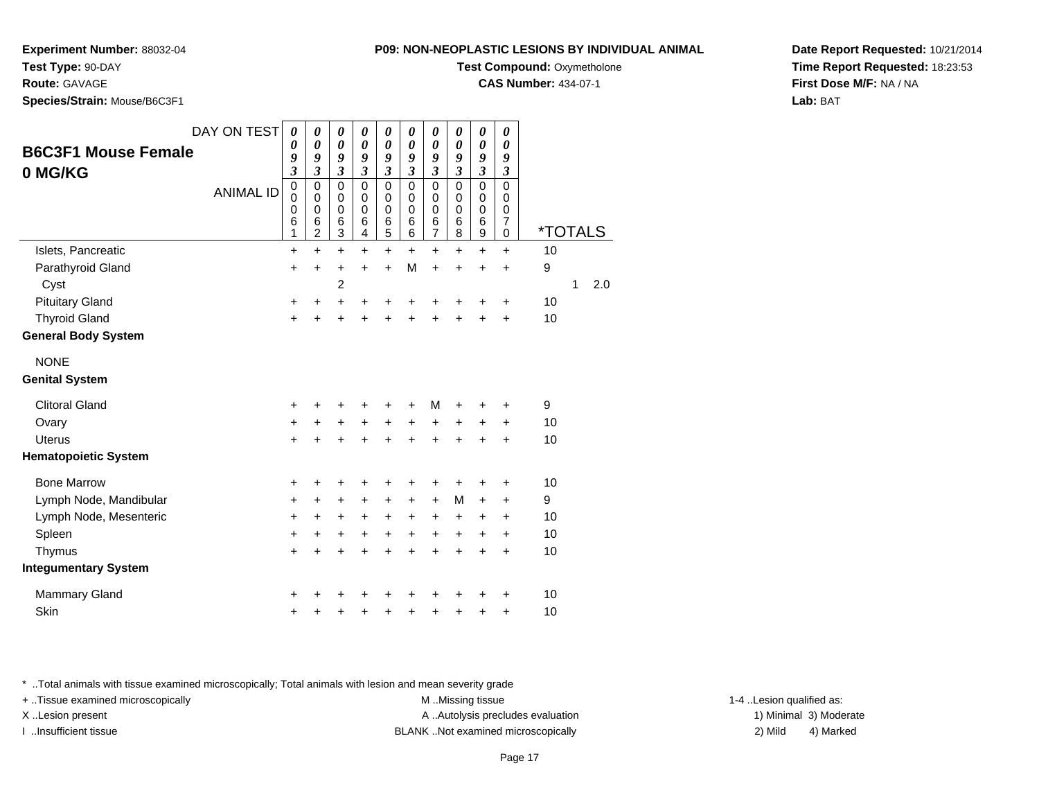**Experiment Number:** 88032-04
**Test Type:** 90-DAY
**Route:** GAVAGE
**Species/Strain:** Mouse/B6C3F1

**P09: NON-NEOPLASTIC LESIONS BY INDIVIDUAL ANIMAL**
**Test Compound:** Oxymetholone
**CAS Number:** 434-07-1

**Date Report Requested:** 10/21/2014
**Time Report Requested:** 18:23:53
**First Dose M/F:** NA / NA
**Lab:** BAT

## B6C3F1 Mouse Female 0 MG/KG

| DAY ON TEST | 0093 | 0093 | 0093 | 0093 | 0093 | 0093 | 0093 | 0093 | 0093 | 0093 | | |
|---|---|---|---|---|---|---|---|---|---|---|---|---|
| ANIMAL ID | 00061 | 00062 | 00063 | 00064 | 00065 | 00066 | 00067 | 00068 | 00069 | 00070 | *TOTALS | |
| Islets, Pancreatic | + | + | + | + | + | + | + | + | + | + | 10 | |
| Parathyroid Gland | + | + | + | + | + | M | + | + | + | + | 9 | |
| Cyst | | | 2 | | | | | | | | 1 | 2.0 |
| Pituitary Gland | + | + | + | + | + | + | + | + | + | + | 10 | |
| Thyroid Gland | + | + | + | + | + | + | + | + | + | + | 10 | |
| **General Body System** | | | | | | | | | | | | |
| NONE | | | | | | | | | | | | |
| **Genital System** | | | | | | | | | | | | |
| Clitoral Gland | + | + | + | + | + | + | M | + | + | + | 9 | |
| Ovary | + | + | + | + | + | + | + | + | + | + | 10 | |
| Uterus | + | + | + | + | + | + | + | + | + | + | 10 | |
| **Hematopoietic System** | | | | | | | | | | | | |
| Bone Marrow | + | + | + | + | + | + | + | + | + | + | 10 | |
| Lymph Node, Mandibular | + | + | + | + | + | + | + | M | + | + | 9 | |
| Lymph Node, Mesenteric | + | + | + | + | + | + | + | + | + | + | 10 | |
| Spleen | + | + | + | + | + | + | + | + | + | + | 10 | |
| Thymus | + | + | + | + | + | + | + | + | + | + | 10 | |
| **Integumentary System** | | | | | | | | | | | | |
| Mammary Gland | + | + | + | + | + | + | + | + | + | + | 10 | |
| Skin | + | + | + | + | + | + | + | + | + | + | 10 | |

* ..Total animals with tissue examined microscopically; Total animals with lesion and mean severity grade
+ ..Tissue examined microscopically
X ..Lesion present
I ..Insufficient tissue

M ..Missing tissue
A ..Autolysis precludes evaluation
BLANK ..Not examined microscopically

1-4 ..Lesion qualified as:
1) Minimal 3) Moderate
2) Mild 4) Marked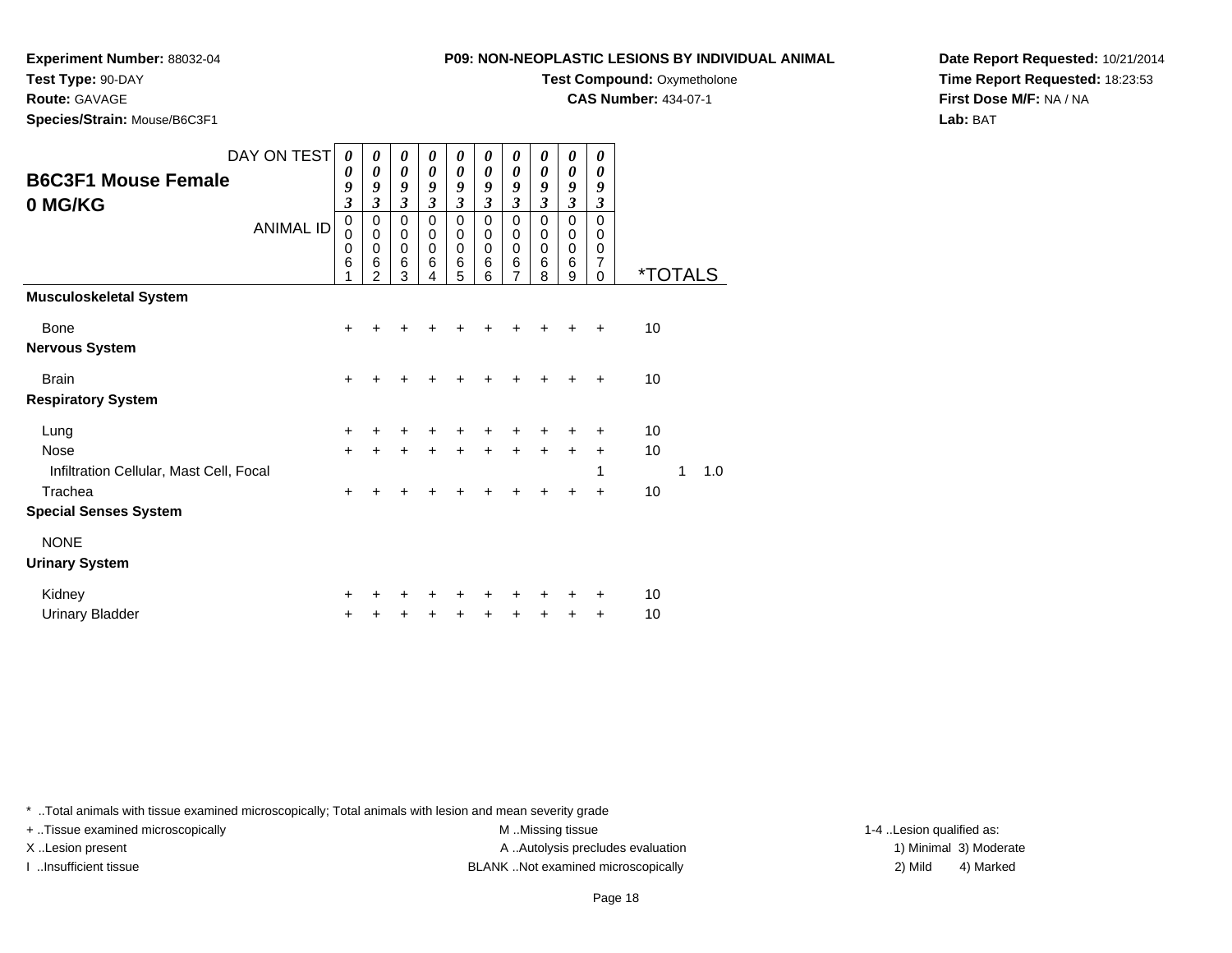**Experiment Number:** 88032-04
**Test Type:** 90-DAY
**Route:** GAVAGE
**Species/Strain:** Mouse/B6C3F1

**P09: NON-NEOPLASTIC LESIONS BY INDIVIDUAL ANIMAL**
**Test Compound:** Oxymetholone
**CAS Number:** 434-07-1

**Date Report Requested:** 10/21/2014
**Time Report Requested:** 18:23:53
**First Dose M/F:** NA / NA
**Lab:** BAT

## B6C3F1 Mouse Female
## 0 MG/KG

| DAY ON TEST | 0093 | 0093 | 0093 | 0093 | 0093 | 0093 | 0093 | 0093 | 0093 | 0093 | | | |
|---|---|---|---|---|---|---|---|---|---|---|---|---|---|
| ANIMAL ID | 00061 | 00062 | 00063 | 00064 | 00065 | 00066 | 00067 | 00068 | 00069 | 00070 | *TOTALS | | |
| **Musculoskeletal System** | | | | | | | | | | | | | |
| Bone | + | + | + | + | + | + | + | + | + | + | 10 | | |
| **Nervous System** | | | | | | | | | | | | | |
| Brain | + | + | + | + | + | + | + | + | + | + | 10 | | |
| **Respiratory System** | | | | | | | | | | | | | |
| Lung | + | + | + | + | + | + | + | + | + | + | 10 | | |
| Nose | + | + | + | + | + | + | + | + | + | + | 10 | | |
| Infiltration Cellular, Mast Cell, Focal | | | | | | | | | | 1 | | 1 | 1.0 |
| Trachea | + | + | + | + | + | + | + | + | + | + | 10 | | |
| **Special Senses System** | | | | | | | | | | | | | |
| NONE | | | | | | | | | | | | | |
| **Urinary System** | | | | | | | | | | | | | |
| Kidney | + | + | + | + | + | + | + | + | + | + | 10 | | |
| Urinary Bladder | + | + | + | + | + | + | + | + | + | + | 10 | | |

\* ..Total animals with tissue examined microscopically; Total animals with lesion and mean severity grade
+ ..Tissue examined microscopically
X ..Lesion present
I ..Insufficient tissue
M ..Missing tissue
A ..Autolysis precludes evaluation
BLANK ..Not examined microscopically
1-4 ..Lesion qualified as:
1) Minimal 3) Moderate
2) Mild 4) Marked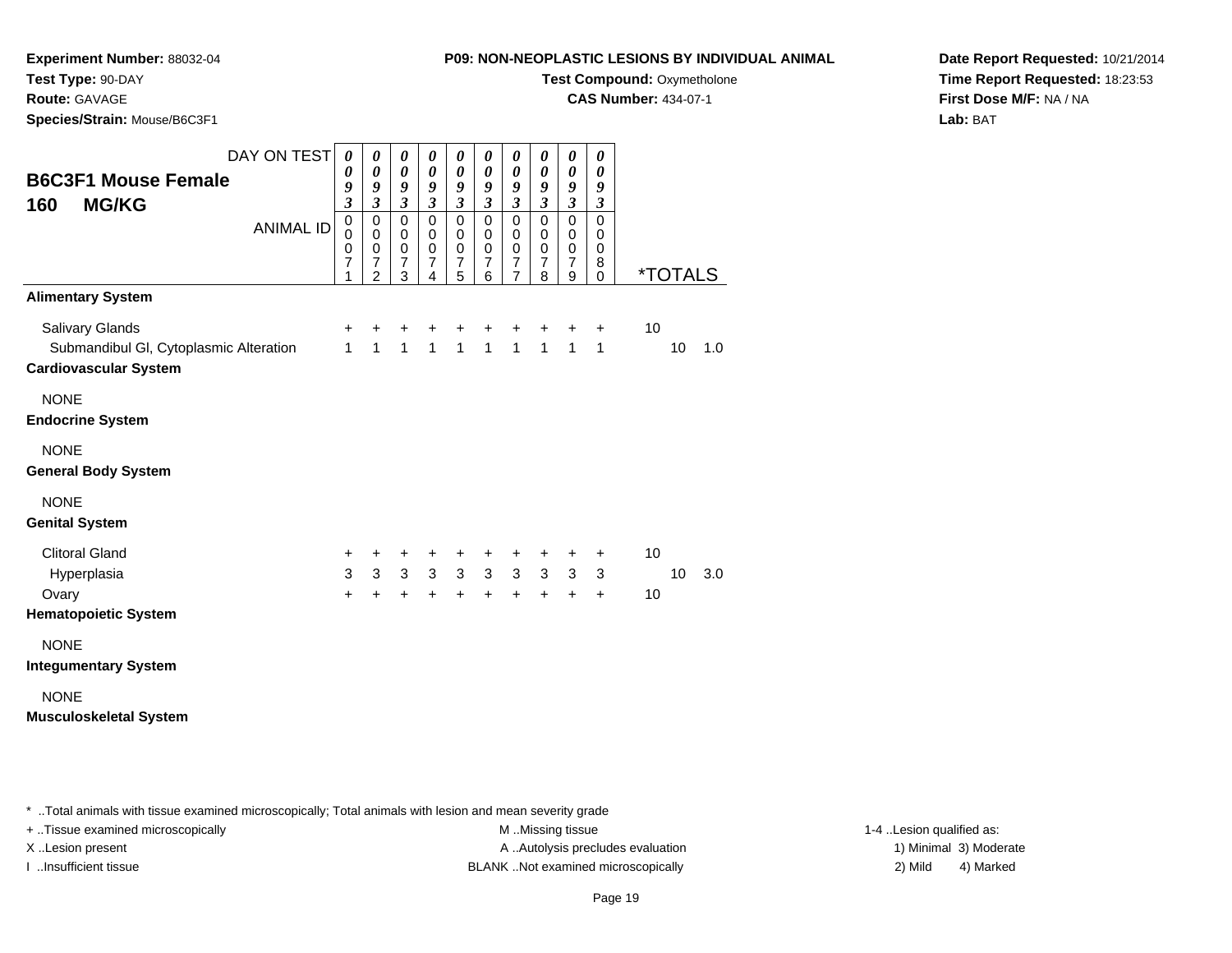**Experiment Number:** 88032-04
**Test Type:** 90-DAY
**Route:** GAVAGE
**Species/Strain:** Mouse/B6C3F1

**P09: NON-NEOPLASTIC LESIONS BY INDIVIDUAL ANIMAL**
**Test Compound:** Oxymetholone
**CAS Number:** 434-07-1

**Date Report Requested:** 10/21/2014
**Time Report Requested:** 18:23:53
**First Dose M/F:** NA / NA
**Lab:** BAT

**B6C3F1 Mouse Female**
**160 MG/KG**

| DAY ON TEST | 0093 | 0093 | 0093 | 0093 | 0093 | 0093 | 0093 | 0093 | 0093 | 0093 | | | |
|---|---|---|---|---|---|---|---|---|---|---|---|---|---|
| ANIMAL ID | 00071 | 00072 | 00073 | 00074 | 00075 | 00076 | 00077 | 00078 | 00079 | 00080 | *TOTALS | | |
| **Alimentary System** | | | | | | | | | | | | | |
| Salivary Glands | + | + | + | + | + | + | + | + | + | + | 10 | | |
| Submandibul Gl, Cytoplasmic Alteration | 1 | 1 | 1 | 1 | 1 | 1 | 1 | 1 | 1 | 1 | | 10 | 1.0 |
| **Cardiovascular System** | | | | | | | | | | | | | |
| NONE | | | | | | | | | | | | | |
| **Endocrine System** | | | | | | | | | | | | | |
| NONE | | | | | | | | | | | | | |
| **General Body System** | | | | | | | | | | | | | |
| NONE | | | | | | | | | | | | | |
| **Genital System** | | | | | | | | | | | | | |
| Clitoral Gland | + | + | + | + | + | + | + | + | + | + | 10 | | |
| Hyperplasia | 3 | 3 | 3 | 3 | 3 | 3 | 3 | 3 | 3 | 3 | | 10 | 3.0 |
| Ovary | + | + | + | + | + | + | + | + | + | + | 10 | | |
| **Hematopoietic System** | | | | | | | | | | | | | |
| NONE | | | | | | | | | | | | | |
| **Integumentary System** | | | | | | | | | | | | | |
| NONE | | | | | | | | | | | | | |
| **Musculoskeletal System** | | | | | | | | | | | | | |

* ..Total animals with tissue examined microscopically; Total animals with lesion and mean severity grade
+ ..Tissue examined microscopically
X ..Lesion present
I ..Insufficient tissue

M ..Missing tissue
A ..Autolysis precludes evaluation
BLANK ..Not examined microscopically

1-4 ..Lesion qualified as:
1) Minimal 3) Moderate
2) Mild 4) Marked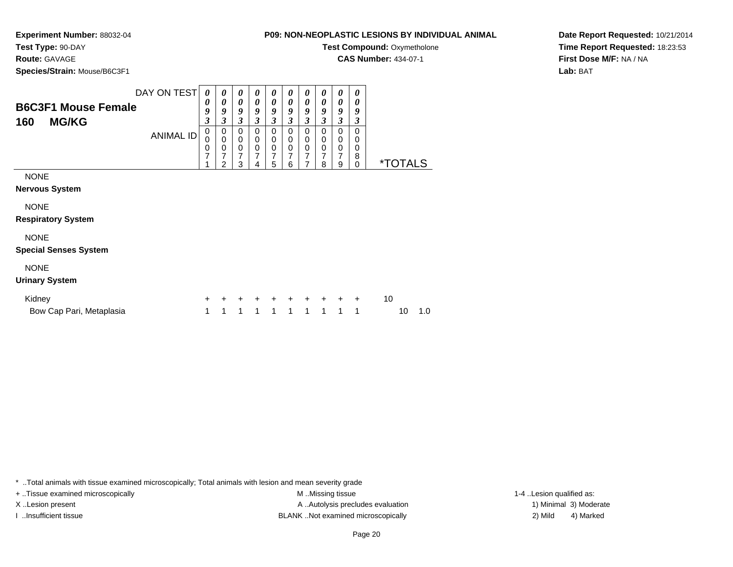**Experiment Number:** 88032-04
**Test Type:** 90-DAY
**Route:** GAVAGE
**Species/Strain:** Mouse/B6C3F1

**P09: NON-NEOPLASTIC LESIONS BY INDIVIDUAL ANIMAL**
**Test Compound:** Oxymetholone
**CAS Number:** 434-07-1

**Date Report Requested:** 10/21/2014
**Time Report Requested:** 18:23:53
**First Dose M/F:** NA / NA
**Lab:** BAT

## B6C3F1 Mouse Female
## 160 MG/KG

| DAY ON TEST | 0093 | 0093 | 0093 | 0093 | 0093 | 0093 | 0093 | 0093 | 0093 | 0093 | | |
|---|---|---|---|---|---|---|---|---|---|---|---|---|
| ANIMAL ID | 00071 | 00072 | 00073 | 00074 | 00075 | 00076 | 00077 | 00078 | 00079 | 00080 | *TOTALS | |
| NONE | | | | | | | | | | | | |
| **Nervous System** | | | | | | | | | | | | |
| NONE | | | | | | | | | | | | |
| **Respiratory System** | | | | | | | | | | | | |
| NONE | | | | | | | | | | | | |
| **Special Senses System** | | | | | | | | | | | | |
| NONE | | | | | | | | | | | | |
| **Urinary System** | | | | | | | | | | | | |
| Kidney | + | + | + | + | + | + | + | + | + | + | 10 | |
| Bow Cap Pari, Metaplasia | 1 | 1 | 1 | 1 | 1 | 1 | 1 | 1 | 1 | 1 | 10 | 1.0 |

* ..Total animals with tissue examined microscopically; Total animals with lesion and mean severity grade
+ ..Tissue examined microscopically
X ..Lesion present
I ..Insufficient tissue
M ..Missing tissue
A ..Autolysis precludes evaluation
BLANK ..Not examined microscopically
1-4 ..Lesion qualified as:
1) Minimal 2) Mild 3) Moderate 4) Marked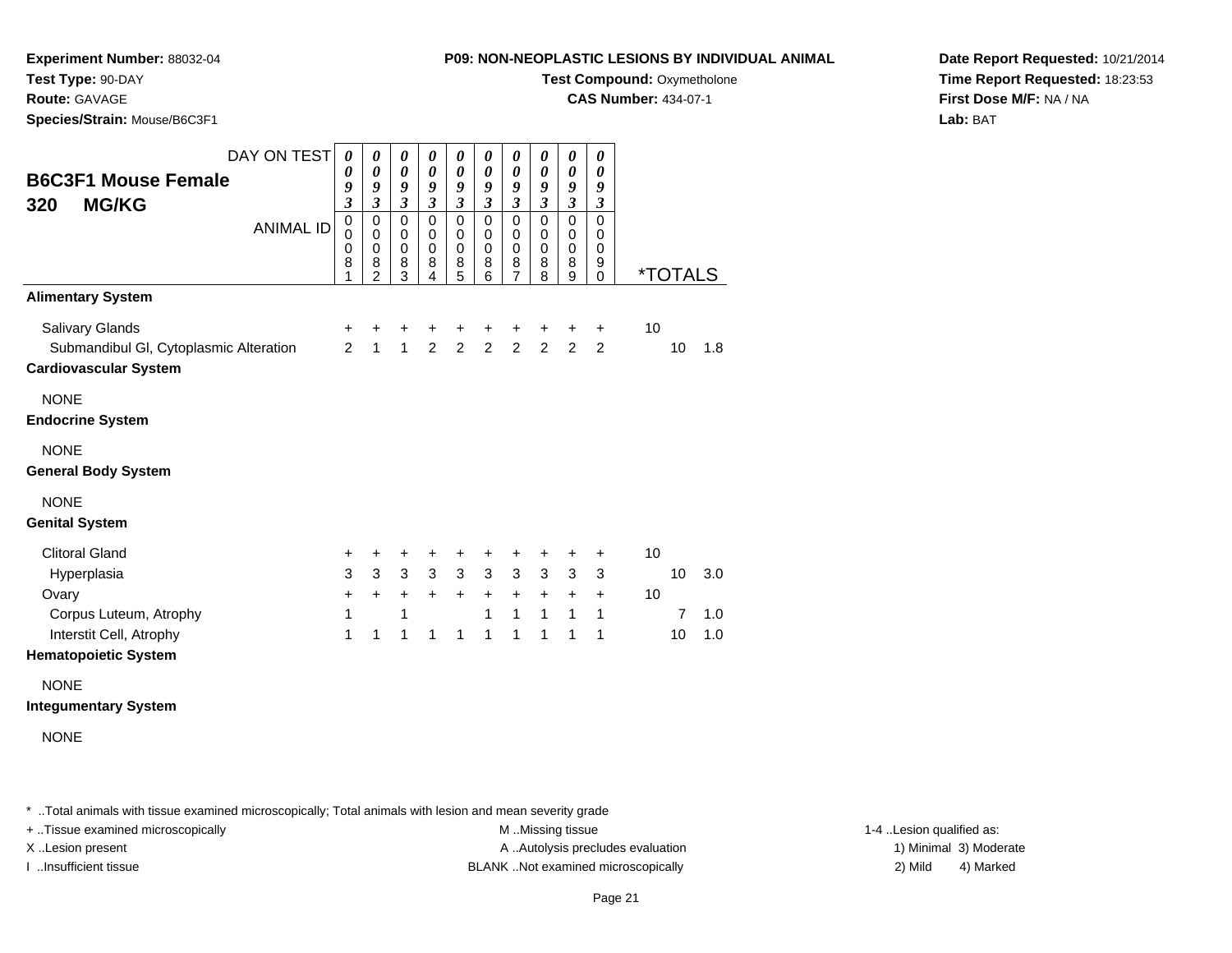**Experiment Number:** 88032-04
**Test Type:** 90-DAY
**Route:** GAVAGE
**Species/Strain:** Mouse/B6C3F1

**P09: NON-NEOPLASTIC LESIONS BY INDIVIDUAL ANIMAL**
**Test Compound:** Oxymetholone
**CAS Number:** 434-07-1

**Date Report Requested:** 10/21/2014
**Time Report Requested:** 18:23:53
**First Dose M/F:** NA / NA
**Lab:** BAT

## B6C3F1 Mouse Female
## 320 MG/KG

| DAY ON TEST | 0093 | 0093 | 0093 | 0093 | 0093 | 0093 | 0093 | 0093 | 0093 | 0093 | | | |
|---|---|---|---|---|---|---|---|---|---|---|---|---|---|
| ANIMAL ID | 00081 | 00082 | 00083 | 00084 | 00085 | 00086 | 00087 | 00088 | 00089 | 00090 | *TOTALS | | |
| **Alimentary System** | | | | | | | | | | | | | |
| Salivary Glands | + | + | + | + | + | + | + | + | + | + | 10 | | |
| Submandibul Gl, Cytoplasmic Alteration | 2 | 1 | 1 | 2 | 2 | 2 | 2 | 2 | 2 | 2 | | 10 | 1.8 |
| **Cardiovascular System** | | | | | | | | | | | | | |
| NONE | | | | | | | | | | | | | |
| **Endocrine System** | | | | | | | | | | | | | |
| NONE | | | | | | | | | | | | | |
| **General Body System** | | | | | | | | | | | | | |
| NONE | | | | | | | | | | | | | |
| **Genital System** | | | | | | | | | | | | | |
| Clitoral Gland | + | + | + | + | + | + | + | + | + | + | 10 | | |
| Hyperplasia | 3 | 3 | 3 | 3 | 3 | 3 | 3 | 3 | 3 | 3 | | 10 | 3.0 |
| Ovary | + | + | + | + | + | + | + | + | + | + | 10 | | |
| Corpus Luteum, Atrophy | 1 | | 1 | | | 1 | 1 | 1 | 1 | 1 | | 7 | 1.0 |
| Interstit Cell, Atrophy | 1 | 1 | 1 | 1 | 1 | 1 | 1 | 1 | 1 | 1 | | 10 | 1.0 |
| **Hematopoietic System** | | | | | | | | | | | | | |
| NONE | | | | | | | | | | | | | |
| **Integumentary System** | | | | | | | | | | | | | |
| NONE | | | | | | | | | | | | | |

* ..Total animals with tissue examined microscopically; Total animals with lesion and mean severity grade
+ ..Tissue examined microscopically
X ..Lesion present
I ..Insufficient tissue
M ..Missing tissue
A ..Autolysis precludes evaluation
BLANK ..Not examined microscopically
1-4 ..Lesion qualified as:
1) Minimal 3) Moderate
2) Mild 4) Marked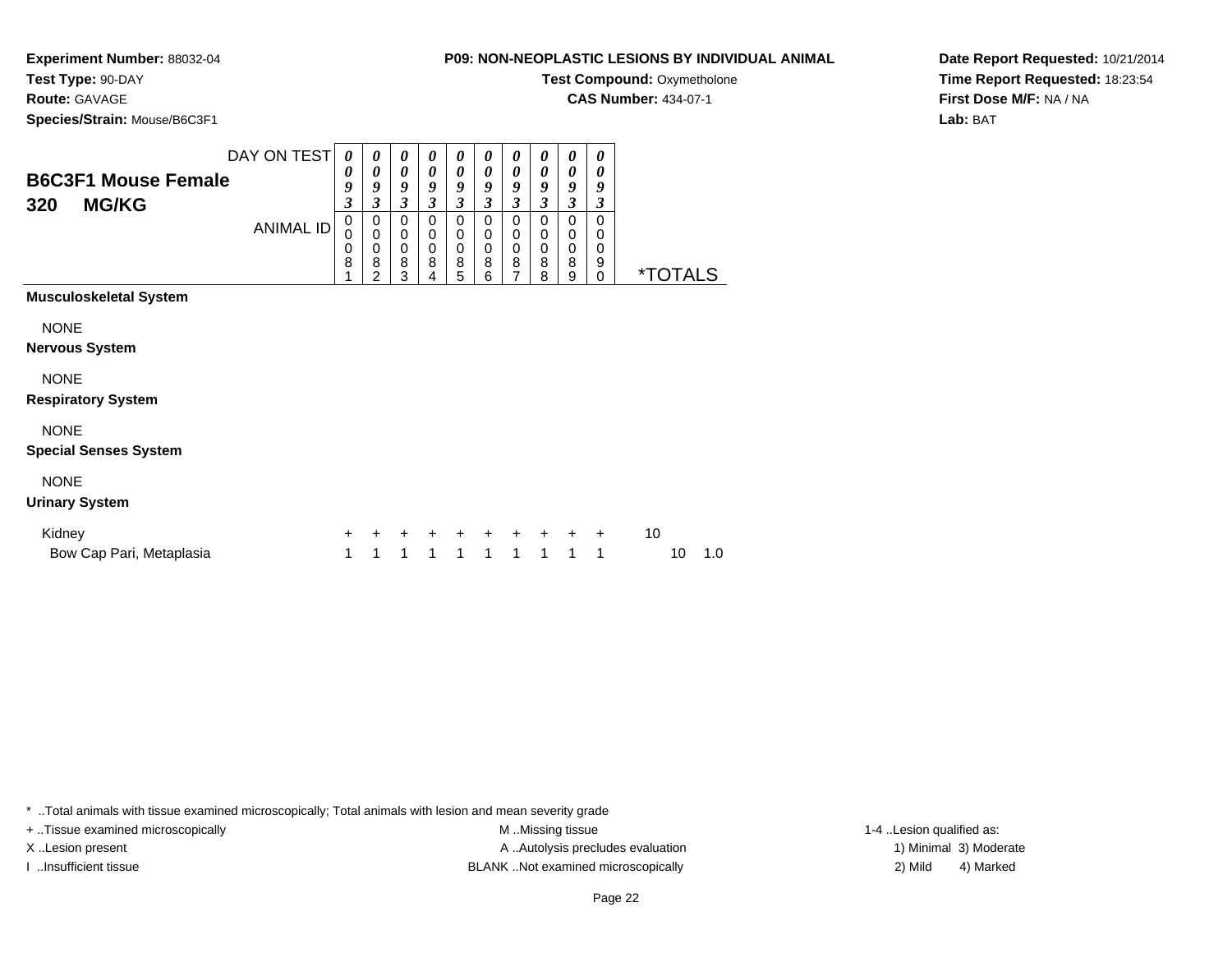**Experiment Number:** 88032-04
**Test Type:** 90-DAY
**Route:** GAVAGE
**Species/Strain:** Mouse/B6C3F1

**P09: NON-NEOPLASTIC LESIONS BY INDIVIDUAL ANIMAL**
**Test Compound:** Oxymetholone
**CAS Number:** 434-07-1

**Date Report Requested:** 10/21/2014
**Time Report Requested:** 18:23:54
**First Dose M/F:** NA / NA
**Lab:** BAT

## B6C3F1 Mouse Female
## 320 MG/KG

| DAY ON TEST | 0093 | 0093 | 0093 | 0093 | 0093 | 0093 | 0093 | 0093 | 0093 | 0093 | | |
|---|---|---|---|---|---|---|---|---|---|---|---|---|
| **ANIMAL ID** | 00081 | 00082 | 00083 | 00084 | 00085 | 00086 | 00087 | 00088 | 00089 | 00090 | ***TOTALS** | |
| **Musculoskeletal System** | | | | | | | | | | | | |
| NONE | | | | | | | | | | | | |
| **Nervous System** | | | | | | | | | | | | |
| NONE | | | | | | | | | | | | |
| **Respiratory System** | | | | | | | | | | | | |
| NONE | | | | | | | | | | | | |
| **Special Senses System** | | | | | | | | | | | | |
| NONE | | | | | | | | | | | | |
| **Urinary System** | | | | | | | | | | | | |
| Kidney | + | + | + | + | + | + | + | + | + | + | 10 | |
| Bow Cap Pari, Metaplasia | 1 | 1 | 1 | 1 | 1 | 1 | 1 | 1 | 1 | 1 | 10 | 1.0 |

* ..Total animals with tissue examined microscopically; Total animals with lesion and mean severity grade

+ ..Tissue examined microscopically
X ..Lesion present
I ..Insufficient tissue

M ..Missing tissue
A ..Autolysis precludes evaluation
BLANK ..Not examined microscopically

1-4 ..Lesion qualified as:
1) Minimal 3) Moderate
2) Mild 4) Marked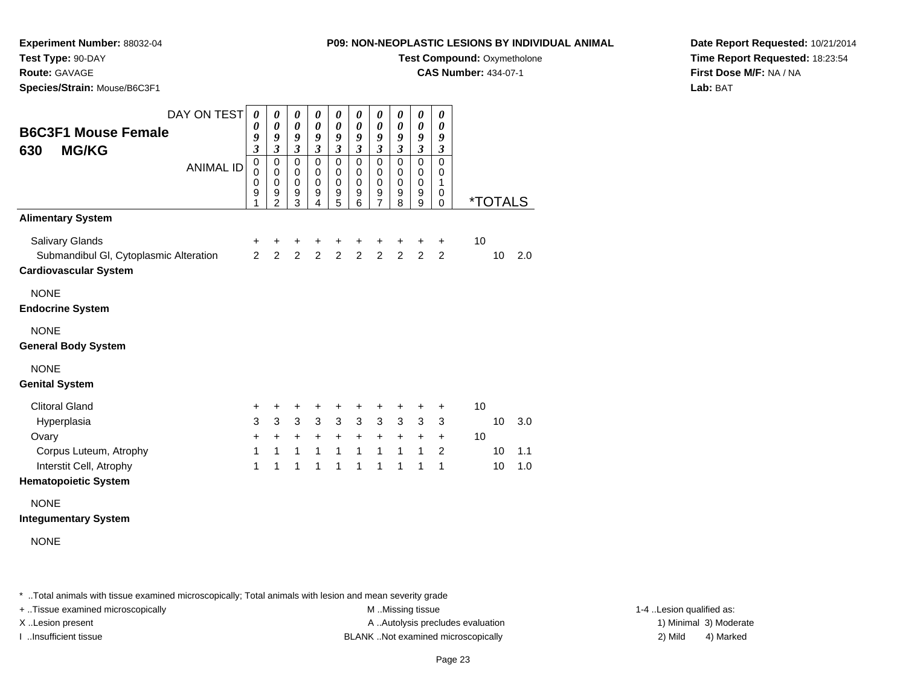**Experiment Number:** 88032-04
**Test Type:** 90-DAY
**Route:** GAVAGE
**Species/Strain:** Mouse/B6C3F1

**P09: NON-NEOPLASTIC LESIONS BY INDIVIDUAL ANIMAL**
**Test Compound:** Oxymetholone
**CAS Number:** 434-07-1

**Date Report Requested:** 10/21/2014
**Time Report Requested:** 18:23:54
**First Dose M/F:** NA / NA
**Lab:** BAT

## B6C3F1 Mouse Female
## 630 MG/KG

| DAY ON TEST | 0093 | 0093 | 0093 | 0093 | 0093 | 0093 | 0093 | 0093 | 0093 | 0093 | *TOTALS | | |
|---|---|---|---|---|---|---|---|---|---|---|---|---|---|
| ANIMAL ID | 00091 | 00092 | 00093 | 00094 | 00095 | 00096 | 00097 | 00098 | 00099 | 00100 | | | |
| **Alimentary System** | | | | | | | | | | | | | |
| Salivary Glands | + | + | + | + | + | + | + | + | + | + | 10 | | |
| Submandibul Gl, Cytoplasmic Alteration | 2 | 2 | 2 | 2 | 2 | 2 | 2 | 2 | 2 | 2 | | 10 | 2.0 |
| **Cardiovascular System** | | | | | | | | | | | | | |
| NONE | | | | | | | | | | | | | |
| **Endocrine System** | | | | | | | | | | | | | |
| NONE | | | | | | | | | | | | | |
| **General Body System** | | | | | | | | | | | | | |
| NONE | | | | | | | | | | | | | |
| **Genital System** | | | | | | | | | | | | | |
| Clitoral Gland | + | + | + | + | + | + | + | + | + | + | 10 | | |
| Hyperplasia | 3 | 3 | 3 | 3 | 3 | 3 | 3 | 3 | 3 | 3 | | 10 | 3.0 |
| Ovary | + | + | + | + | + | + | + | + | + | + | 10 | | |
| Corpus Luteum, Atrophy | 1 | 1 | 1 | 1 | 1 | 1 | 1 | 1 | 1 | 2 | | 10 | 1.1 |
| Interstit Cell, Atrophy | 1 | 1 | 1 | 1 | 1 | 1 | 1 | 1 | 1 | 1 | | 10 | 1.0 |
| **Hematopoietic System** | | | | | | | | | | | | | |
| NONE | | | | | | | | | | | | | |
| **Integumentary System** | | | | | | | | | | | | | |
| NONE | | | | | | | | | | | | | |

* ..Total animals with tissue examined microscopically; Total animals with lesion and mean severity grade

+ ..Tissue examined microscopically
X ..Lesion present
I ..Insufficient tissue

M ..Missing tissue
A ..Autolysis precludes evaluation
BLANK ..Not examined microscopically

1-4 ..Lesion qualified as:
1) Minimal 3) Moderate
2) Mild 4) Marked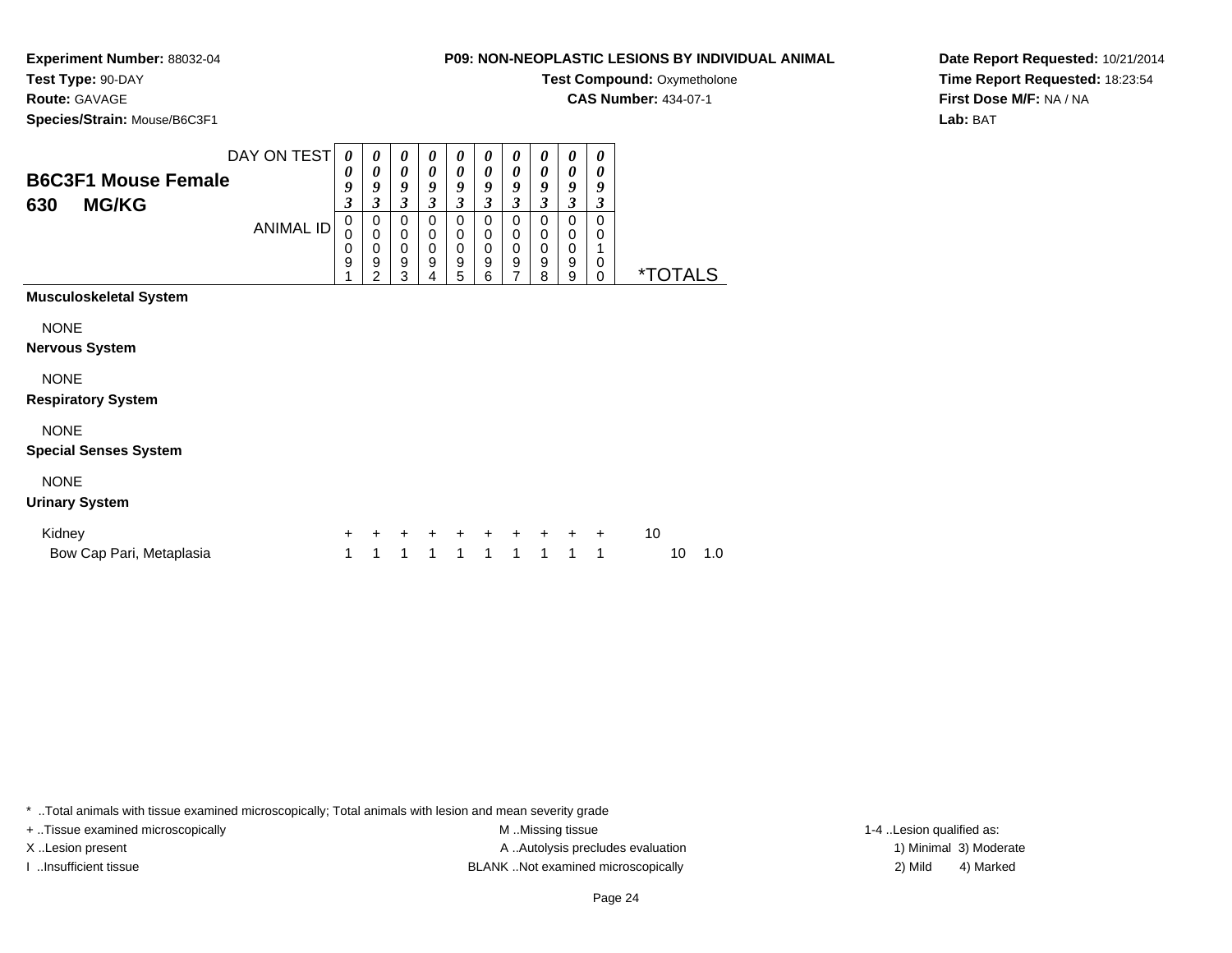**Experiment Number:** 88032-04
**Test Type:** 90-DAY
**Route:** GAVAGE
**Species/Strain:** Mouse/B6C3F1

**P09: NON-NEOPLASTIC LESIONS BY INDIVIDUAL ANIMAL**
**Test Compound:** Oxymetholone
**CAS Number:** 434-07-1

**Date Report Requested:** 10/21/2014
**Time Report Requested:** 18:23:54
**First Dose M/F:** NA / NA
**Lab:** BAT

## B6C3F1 Mouse Female
## 630 MG/KG

| DAY ON TEST | 0093 | 0093 | 0093 | 0093 | 0093 | 0093 | 0093 | 0093 | 0093 | 0093 | | | |
|---|---|---|---|---|---|---|---|---|---|---|---|---|---|
| **ANIMAL ID** | 00091 | 00092 | 00093 | 00094 | 00095 | 00096 | 00097 | 00098 | 00099 | 00100 | ***TOTALS** | | |
| **Musculoskeletal System** | | | | | | | | | | | | | |
| NONE | | | | | | | | | | | | | |
| **Nervous System** | | | | | | | | | | | | | |
| NONE | | | | | | | | | | | | | |
| **Respiratory System** | | | | | | | | | | | | | |
| NONE | | | | | | | | | | | | | |
| **Special Senses System** | | | | | | | | | | | | | |
| NONE | | | | | | | | | | | | | |
| **Urinary System** | | | | | | | | | | | | | |
| Kidney | + | + | + | + | + | + | + | + | + | + | 10 | | |
| Bow Cap Pari, Metaplasia | 1 | 1 | 1 | 1 | 1 | 1 | 1 | 1 | 1 | 1 | | 10 | 1.0 |

* ..Total animals with tissue examined microscopically; Total animals with lesion and mean severity grade
+ ..Tissue examined microscopically
X ..Lesion present
I ..Insufficient tissue
M ..Missing tissue
A ..Autolysis precludes evaluation
BLANK ..Not examined microscopically
1-4 ..Lesion qualified as:
1) Minimal 3) Moderate
2) Mild 4) Marked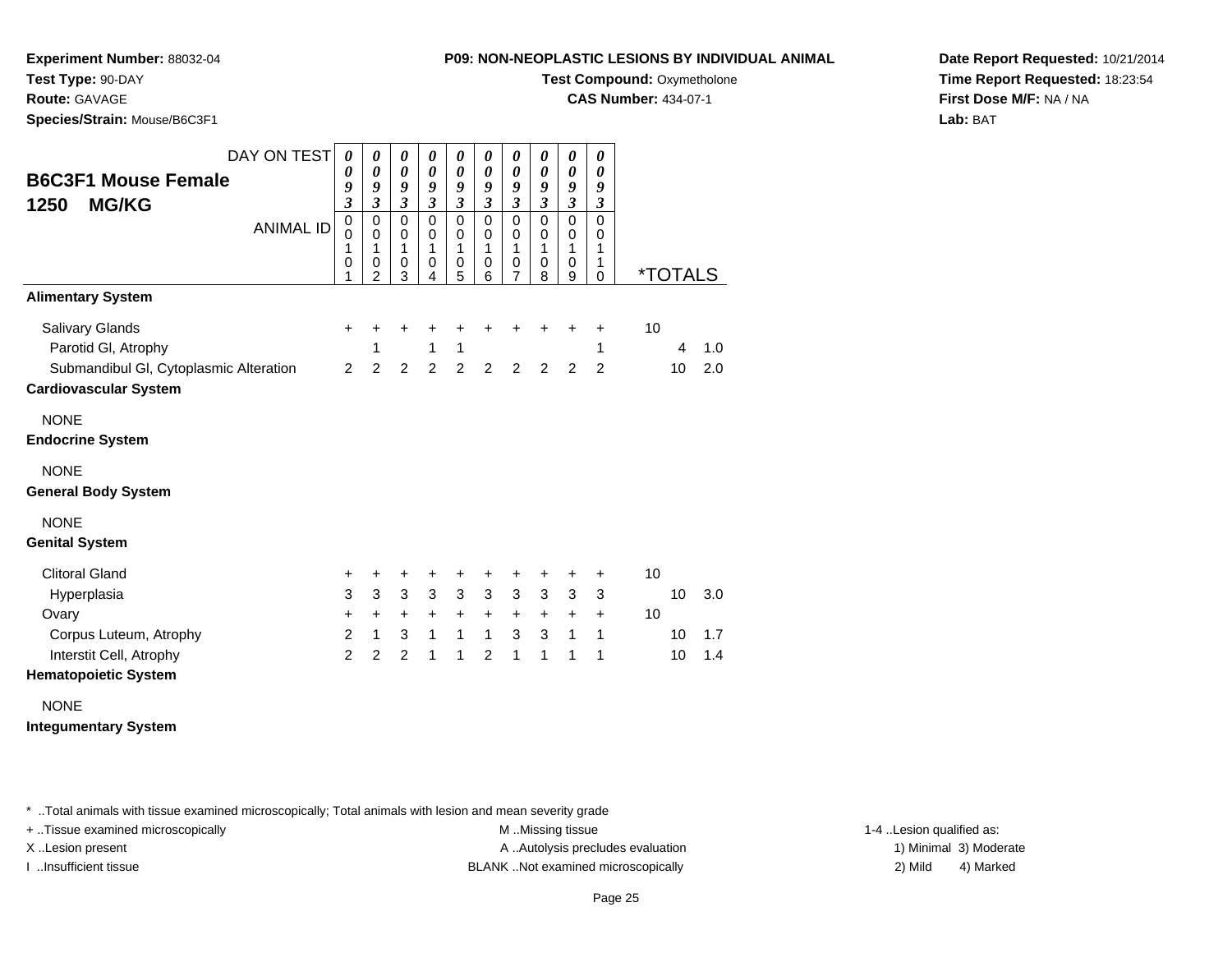**Experiment Number:** 88032-04
**Test Type:** 90-DAY
**Route:** GAVAGE
**Species/Strain:** Mouse/B6C3F1

**P09: NON-NEOPLASTIC LESIONS BY INDIVIDUAL ANIMAL**
**Test Compound:** Oxymetholone
**CAS Number:** 434-07-1

**Date Report Requested:** 10/21/2014
**Time Report Requested:** 18:23:54
**First Dose M/F:** NA / NA
**Lab:** BAT

## B6C3F1 Mouse Female 1250 MG/KG

| DAY ON TEST | 0093 | 0093 | 0093 | 0093 | 0093 | 0093 | 0093 | 0093 | 0093 | 0093 | | | |
|---|---|---|---|---|---|---|---|---|---|---|---|---|---|
| ANIMAL ID | 00101 | 00102 | 00103 | 00104 | 00105 | 00106 | 00107 | 00108 | 00109 | 00110 | *TOTALS | | |
| **Alimentary System** | | | | | | | | | | | | | |
| Salivary Glands | + | + | + | + | + | + | + | + | + | + | 10 | | |
| Parotid Gl, Atrophy | | 1 | | 1 | 1 | | | | | 1 | | 4 | 1.0 |
| Submandibul Gl, Cytoplasmic Alteration | 2 | 2 | 2 | 2 | 2 | 2 | 2 | 2 | 2 | 2 | | 10 | 2.0 |
| **Cardiovascular System** | | | | | | | | | | | | | |
| NONE | | | | | | | | | | | | | |
| **Endocrine System** | | | | | | | | | | | | | |
| NONE | | | | | | | | | | | | | |
| **General Body System** | | | | | | | | | | | | | |
| NONE | | | | | | | | | | | | | |
| **Genital System** | | | | | | | | | | | | | |
| Clitoral Gland | + | + | + | + | + | + | + | + | + | + | 10 | | |
| Hyperplasia | 3 | 3 | 3 | 3 | 3 | 3 | 3 | 3 | 3 | 3 | | 10 | 3.0 |
| Ovary | + | + | + | + | + | + | + | + | + | + | 10 | | |
| Corpus Luteum, Atrophy | 2 | 1 | 3 | 1 | 1 | 1 | 3 | 3 | 1 | 1 | | 10 | 1.7 |
| Interstit Cell, Atrophy | 2 | 2 | 2 | 1 | 1 | 2 | 1 | 1 | 1 | 1 | | 10 | 1.4 |
| **Hematopoietic System** | | | | | | | | | | | | | |
| NONE | | | | | | | | | | | | | |
| **Integumentary System** | | | | | | | | | | | | | |

* ..Total animals with tissue examined microscopically; Total animals with lesion and mean severity grade

+ ..Tissue examined microscopically
X ..Lesion present
I ..Insufficient tissue

M ..Missing tissue
A ..Autolysis precludes evaluation
BLANK ..Not examined microscopically

1-4 ..Lesion qualified as:
1) Minimal 3) Moderate
2) Mild 4) Marked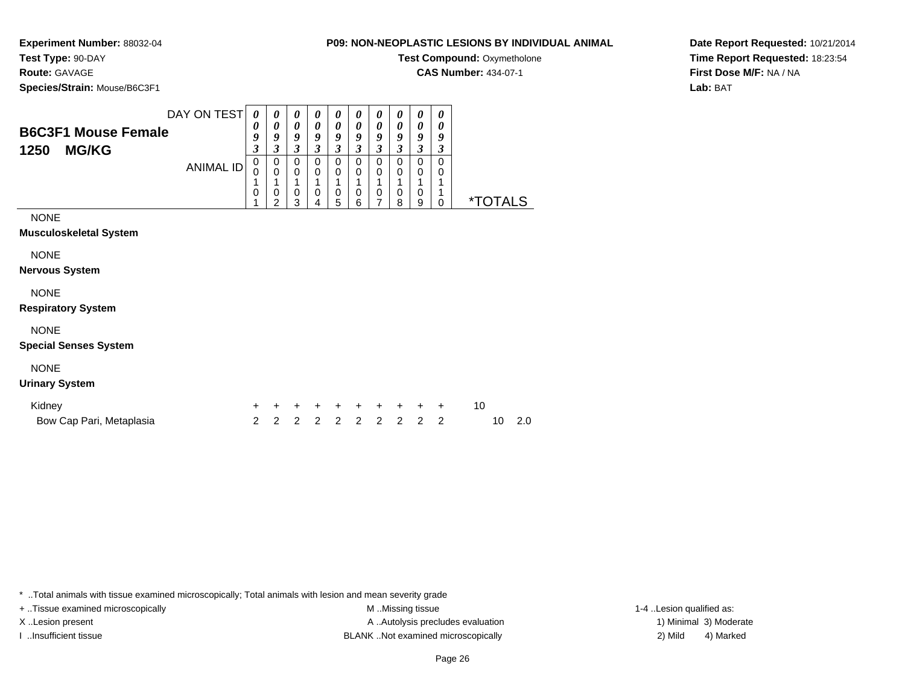**Experiment Number:** 88032-04
**Test Type:** 90-DAY
**Route:** GAVAGE
**Species/Strain:** Mouse/B6C3F1

**P09: NON-NEOPLASTIC LESIONS BY INDIVIDUAL ANIMAL**
**Test Compound:** Oxymetholone
**CAS Number:** 434-07-1

**Date Report Requested:** 10/21/2014
**Time Report Requested:** 18:23:54
**First Dose M/F:** NA / NA
**Lab:** BAT

## B6C3F1 Mouse Female
## 1250 MG/KG

| DAY ON TEST | 0093 | 0093 | 0093 | 0093 | 0093 | 0093 | 0093 | 0093 | 0093 | 0093 | | |
|---|---|---|---|---|---|---|---|---|---|---|---|---|
| ANIMAL ID | 00101 | 00102 | 00103 | 00104 | 00105 | 00106 | 00107 | 00108 | 00109 | 00110 | *TOTALS | |
| NONE | | | | | | | | | | | | |
| **Musculoskeletal System** | | | | | | | | | | | | |
| NONE | | | | | | | | | | | | |
| **Nervous System** | | | | | | | | | | | | |
| NONE | | | | | | | | | | | | |
| **Respiratory System** | | | | | | | | | | | | |
| NONE | | | | | | | | | | | | |
| **Special Senses System** | | | | | | | | | | | | |
| NONE | | | | | | | | | | | | |
| **Urinary System** | | | | | | | | | | | | |
| Kidney | + | + | + | + | + | + | + | + | + | + | 10 | |
| Bow Cap Pari, Metaplasia | 2 | 2 | 2 | 2 | 2 | 2 | 2 | 2 | 2 | 2 | 10 | 2.0 |

* ..Total animals with tissue examined microscopically; Total animals with lesion and mean severity grade
+ ..Tissue examined microscopically
X ..Lesion present
I ..Insufficient tissue
M ..Missing tissue
A ..Autolysis precludes evaluation
BLANK ..Not examined microscopically
1-4 ..Lesion qualified as:
1) Minimal 3) Moderate
2) Mild 4) Marked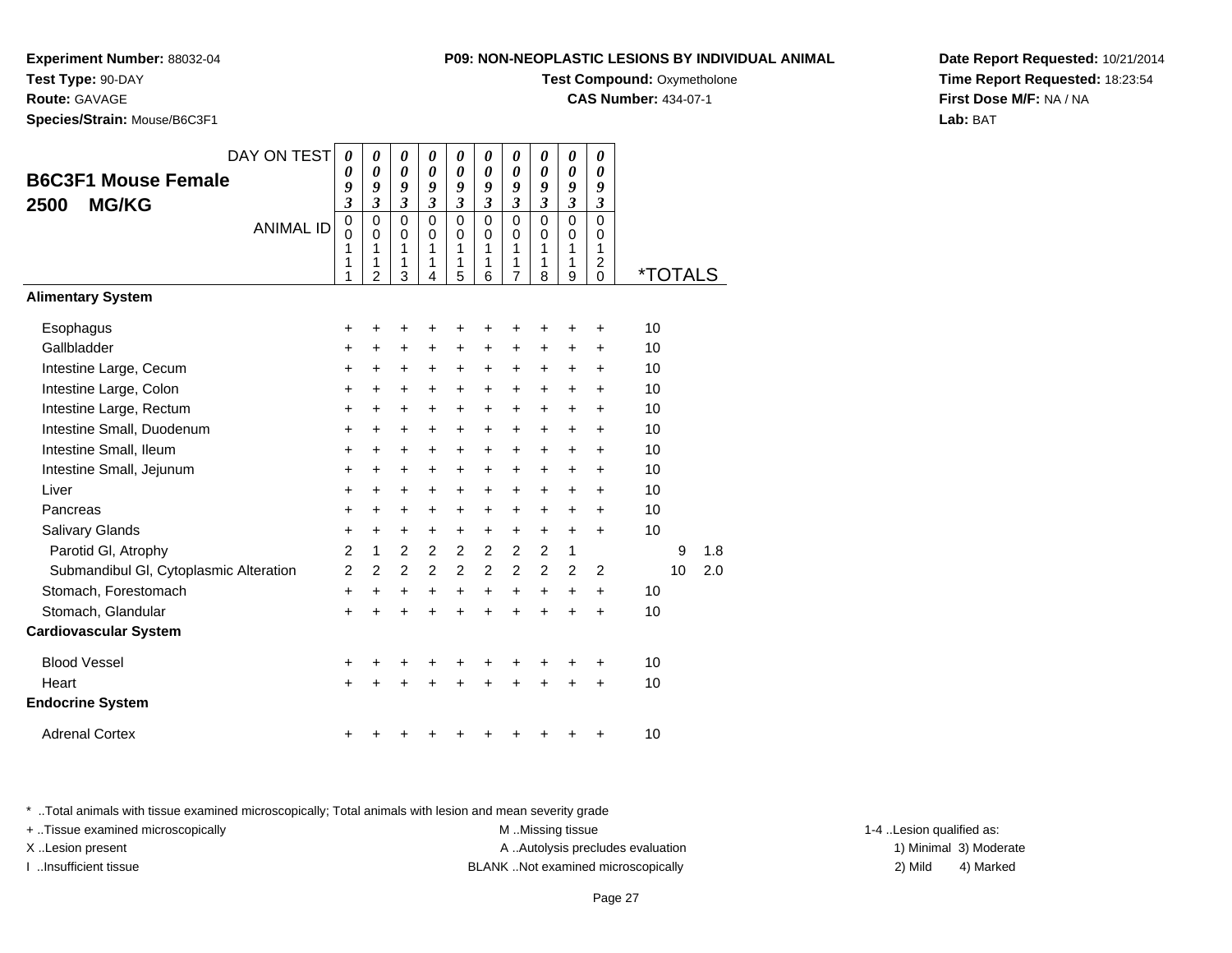**Experiment Number:** 88032-04
**Test Type:** 90-DAY
**Route:** GAVAGE
**Species/Strain:** Mouse/B6C3F1

**P09: NON-NEOPLASTIC LESIONS BY INDIVIDUAL ANIMAL**
**Test Compound:** Oxymetholone
**CAS Number:** 434-07-1

**Date Report Requested:** 10/21/2014
**Time Report Requested:** 18:23:54
**First Dose M/F:** NA / NA
**Lab:** BAT

## B6C3F1 Mouse Female 2500 MG/KG

| DAY ON TEST | 0093 | 0093 | 0093 | 0093 | 0093 | 0093 | 0093 | 0093 | 0093 | 0093 | | |
|---|---|---|---|---|---|---|---|---|---|---|---|---|
| ANIMAL ID | 00111 | 00112 | 00113 | 00114 | 00115 | 00116 | 00117 | 00118 | 00119 | 00120 | *TOTALS | |
| **Alimentary System** | | | | | | | | | | | | |
| Esophagus | + | + | + | + | + | + | + | + | + | + | 10 | |
| Gallbladder | + | + | + | + | + | + | + | + | + | + | 10 | |
| Intestine Large, Cecum | + | + | + | + | + | + | + | + | + | + | 10 | |
| Intestine Large, Colon | + | + | + | + | + | + | + | + | + | + | 10 | |
| Intestine Large, Rectum | + | + | + | + | + | + | + | + | + | + | 10 | |
| Intestine Small, Duodenum | + | + | + | + | + | + | + | + | + | + | 10 | |
| Intestine Small, Ileum | + | + | + | + | + | + | + | + | + | + | 10 | |
| Intestine Small, Jejunum | + | + | + | + | + | + | + | + | + | + | 10 | |
| Liver | + | + | + | + | + | + | + | + | + | + | 10 | |
| Pancreas | + | + | + | + | + | + | + | + | + | + | 10 | |
| Salivary Glands | + | + | + | + | + | + | + | + | + | + | 10 | |
| Parotid Gl, Atrophy | 2 | 1 | 2 | 2 | 2 | 2 | 2 | 2 | 1 | | 9 | 1.8 |
| Submandibul Gl, Cytoplasmic Alteration | 2 | 2 | 2 | 2 | 2 | 2 | 2 | 2 | 2 | 2 | 10 | 2.0 |
| Stomach, Forestomach | + | + | + | + | + | + | + | + | + | + | 10 | |
| Stomach, Glandular | + | + | + | + | + | + | + | + | + | + | 10 | |
| **Cardiovascular System** | | | | | | | | | | | | |
| Blood Vessel | + | + | + | + | + | + | + | + | + | + | 10 | |
| Heart | + | + | + | + | + | + | + | + | + | + | 10 | |
| **Endocrine System** | | | | | | | | | | | | |
| Adrenal Cortex | + | + | + | + | + | + | + | + | + | + | 10 | |

\* ..Total animals with tissue examined microscopically; Total animals with lesion and mean severity grade
+ ..Tissue examined microscopically
X ..Lesion present
I ..Insufficient tissue
M ..Missing tissue
A ..Autolysis precludes evaluation
BLANK ..Not examined microscopically
1-4 ..Lesion qualified as: 1) Minimal 2) Mild 3) Moderate 4) Marked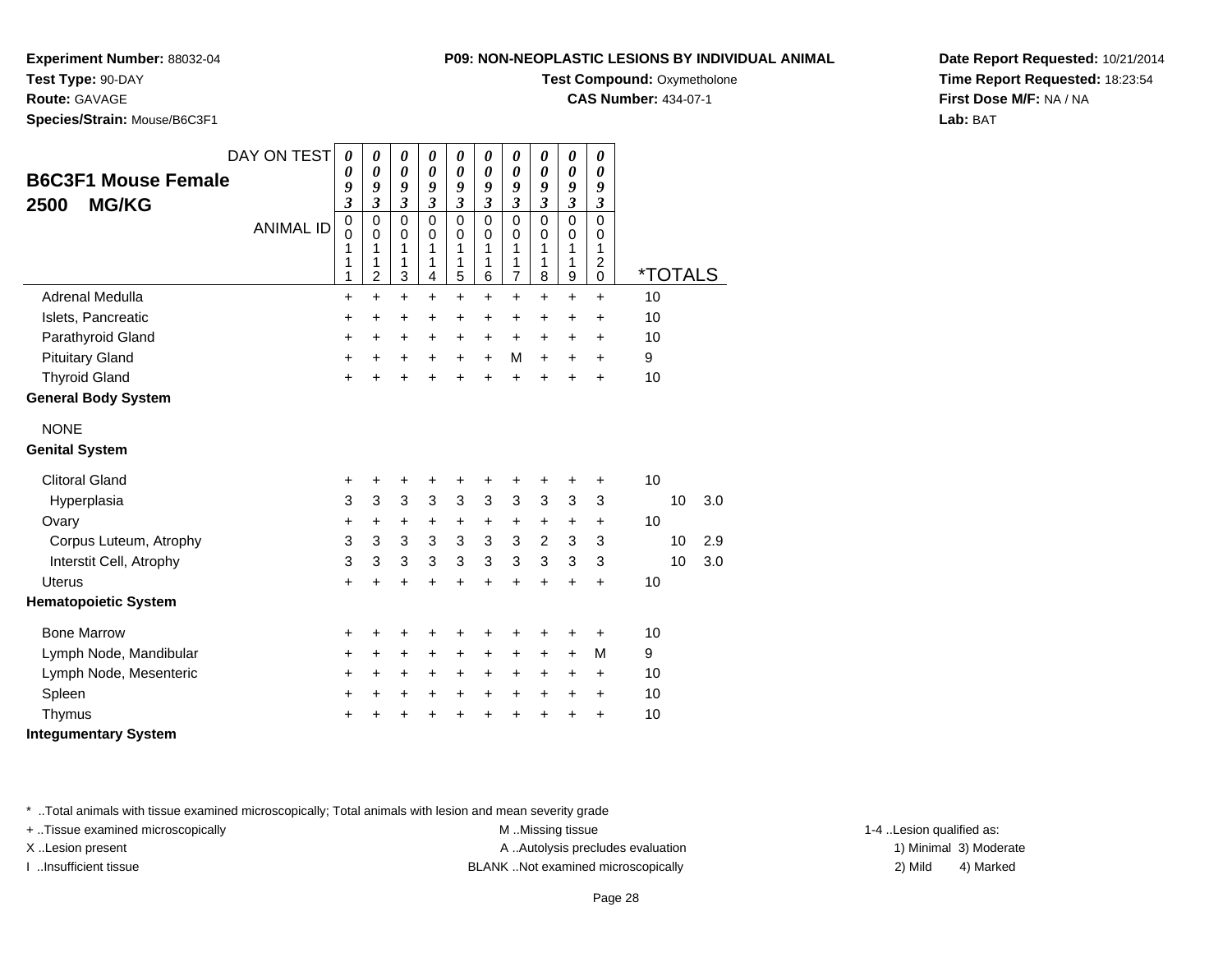**Experiment Number:** 88032-04
**Test Type:** 90-DAY
**Route:** GAVAGE
**Species/Strain:** Mouse/B6C3F1

**P09: NON-NEOPLASTIC LESIONS BY INDIVIDUAL ANIMAL**
**Test Compound:** Oxymetholone
**CAS Number:** 434-07-1

**Date Report Requested:** 10/21/2014
**Time Report Requested:** 18:23:54
**First Dose M/F:** NA / NA
**Lab:** BAT

## B6C3F1 Mouse Female 2500 MG/KG

| DAY ON TEST | 0093 | 0093 | 0093 | 0093 | 0093 | 0093 | 0093 | 0093 | 0093 | 0093 | | |
|---|---|---|---|---|---|---|---|---|---|---|---|---|
| ANIMAL ID | 00111 | 00112 | 00113 | 00114 | 00115 | 00116 | 00117 | 00118 | 00119 | 00120 | *TOTALS | |
| Adrenal Medulla | + | + | + | + | + | + | + | + | + | + | 10 | |
| Islets, Pancreatic | + | + | + | + | + | + | + | + | + | + | 10 | |
| Parathyroid Gland | + | + | + | + | + | + | + | + | + | + | 10 | |
| Pituitary Gland | + | + | + | + | + | + | M | + | + | + | 9 | |
| Thyroid Gland | + | + | + | + | + | + | + | + | + | + | 10 | |
| **General Body System** | | | | | | | | | | | | |
| NONE | | | | | | | | | | | | |
| **Genital System** | | | | | | | | | | | | |
| Clitoral Gland | + | + | + | + | + | + | + | + | + | + | 10 | |
| Hyperplasia | 3 | 3 | 3 | 3 | 3 | 3 | 3 | 3 | 3 | 3 | 10 | 3.0 |
| Ovary | + | + | + | + | + | + | + | + | + | + | 10 | |
| Corpus Luteum, Atrophy | 3 | 3 | 3 | 3 | 3 | 3 | 3 | 2 | 3 | 3 | 10 | 2.9 |
| Interstit Cell, Atrophy | 3 | 3 | 3 | 3 | 3 | 3 | 3 | 3 | 3 | 3 | 10 | 3.0 |
| Uterus | + | + | + | + | + | + | + | + | + | + | 10 | |
| **Hematopoietic System** | | | | | | | | | | | | |
| Bone Marrow | + | + | + | + | + | + | + | + | + | + | 10 | |
| Lymph Node, Mandibular | + | + | + | + | + | + | + | + | + | M | 9 | |
| Lymph Node, Mesenteric | + | + | + | + | + | + | + | + | + | + | 10 | |
| Spleen | + | + | + | + | + | + | + | + | + | + | 10 | |
| Thymus | + | + | + | + | + | + | + | + | + | + | 10 | |
| **Integumentary System** | | | | | | | | | | | | |

* ..Total animals with tissue examined microscopically; Total animals with lesion and mean severity grade
+ ..Tissue examined microscopically
X ..Lesion present
I ..Insufficient tissue
M ..Missing tissue
A ..Autolysis precludes evaluation
BLANK ..Not examined microscopically
1-4 ..Lesion qualified as: 1) Minimal 2) Mild 3) Moderate 4) Marked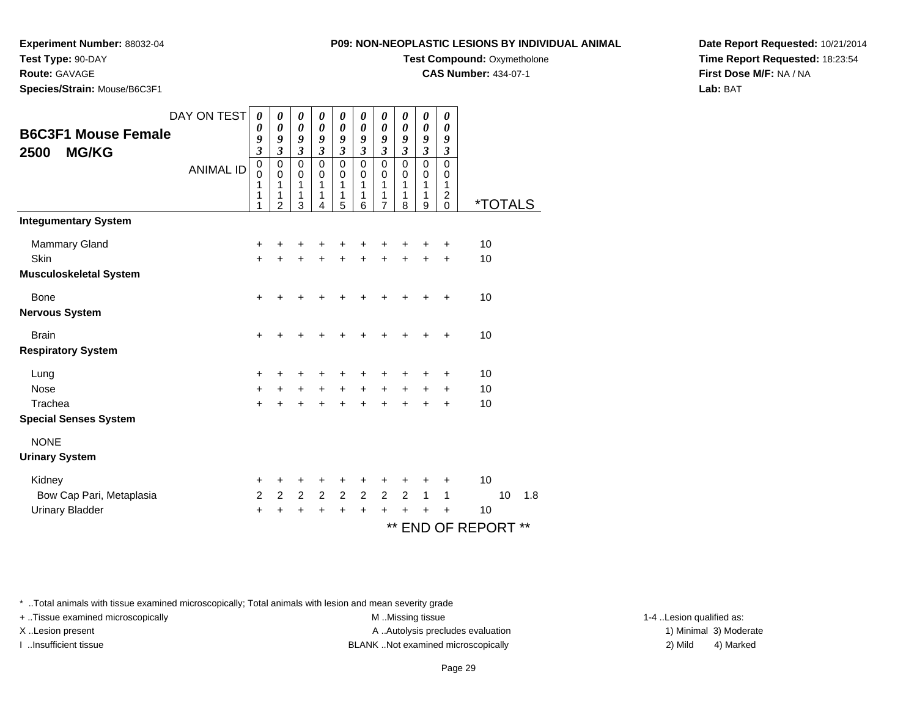**Experiment Number:** 88032-04
**Test Type:** 90-DAY
**Route:** GAVAGE
**Species/Strain:** Mouse/B6C3F1

**P09: NON-NEOPLASTIC LESIONS BY INDIVIDUAL ANIMAL**
**Test Compound:** Oxymetholone
**CAS Number:** 434-07-1

**Date Report Requested:** 10/21/2014
**Time Report Requested:** 18:23:54
**First Dose M/F:** NA / NA
**Lab:** BAT

## B6C3F1 Mouse Female
## 2500 MG/KG

| DAY ON TEST | 0093 | 0093 | 0093 | 0093 | 0093 | 0093 | 0093 | 0093 | 0093 | 0093 | | |
|---|---|---|---|---|---|---|---|---|---|---|---|---|
| ANIMAL ID | 00111 | 00112 | 00113 | 00114 | 00115 | 00116 | 00117 | 00118 | 00119 | 00120 | *TOTALS | |
| **Integumentary System** | | | | | | | | | | | | |
| Mammary Gland | + | + | + | + | + | + | + | + | + | + | 10 | |
| Skin | + | + | + | + | + | + | + | + | + | + | 10 | |
| **Musculoskeletal System** | | | | | | | | | | | | |
| Bone | + | + | + | + | + | + | + | + | + | + | 10 | |
| **Nervous System** | | | | | | | | | | | | |
| Brain | + | + | + | + | + | + | + | + | + | + | 10 | |
| **Respiratory System** | | | | | | | | | | | | |
| Lung | + | + | + | + | + | + | + | + | + | + | 10 | |
| Nose | + | + | + | + | + | + | + | + | + | + | 10 | |
| Trachea | + | + | + | + | + | + | + | + | + | + | 10 | |
| **Special Senses System** | | | | | | | | | | | | |
| NONE | | | | | | | | | | | | |
| **Urinary System** | | | | | | | | | | | | |
| Kidney | + | + | + | + | + | + | + | + | + | + | 10 | |
| Bow Cap Pari, Metaplasia | 2 | 2 | 2 | 2 | 2 | 2 | 2 | 2 | 1 | 1 | 10 | 1.8 |
| Urinary Bladder | + | + | + | + | + | + | + | + | + | + | 10 | |

** END OF REPORT **

* ..Total animals with tissue examined microscopically; Total animals with lesion and mean severity grade
+ ..Tissue examined microscopically
X ..Lesion present
I ..Insufficient tissue
M ..Missing tissue
A ..Autolysis precludes evaluation
BLANK ..Not examined microscopically
1-4 ..Lesion qualified as:
1) Minimal 2) Mild 3) Moderate 4) Marked